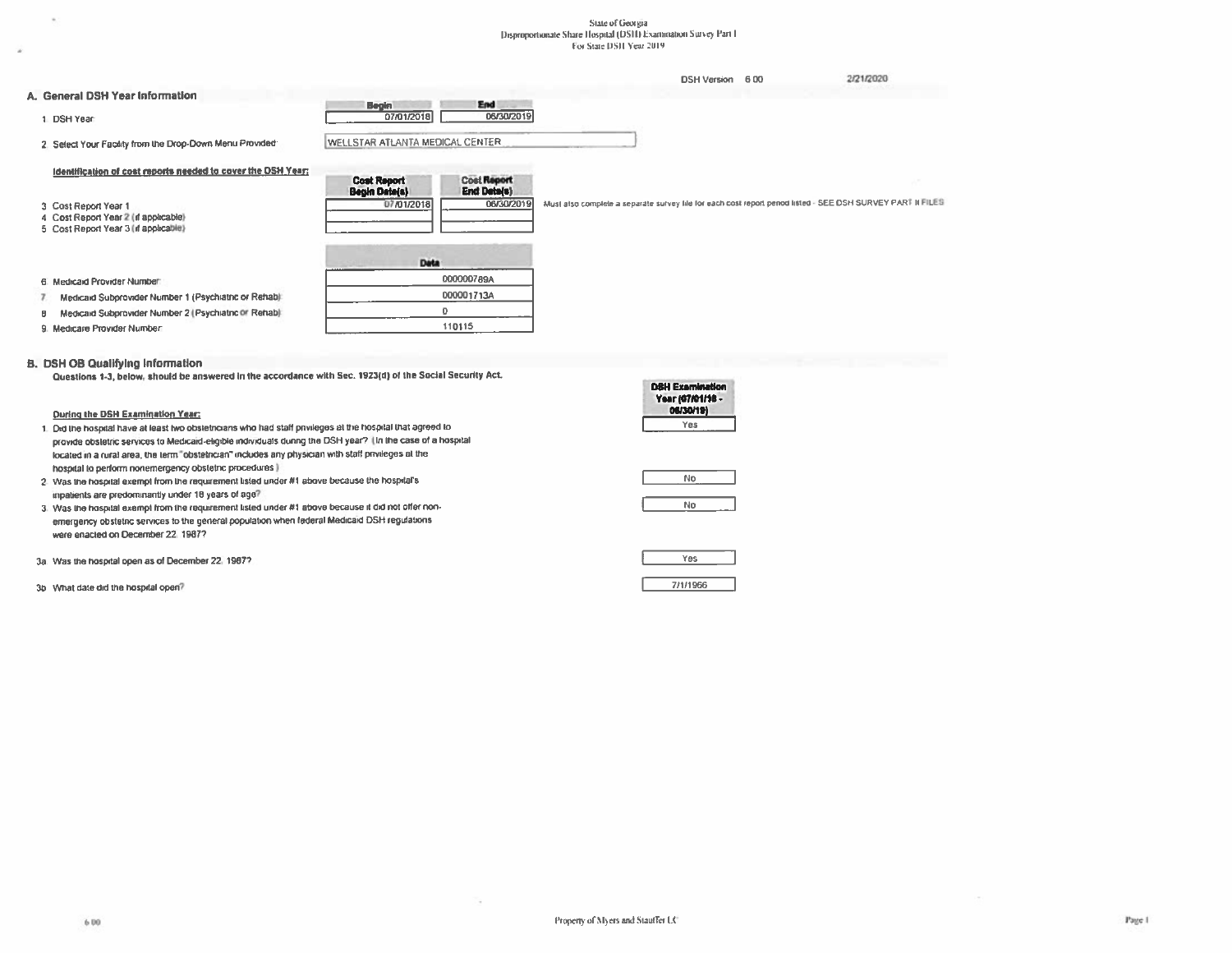State of Georgia
Disproportionate Share Hospital (DSH) Examination Survey Part I
For State DSH Year 2019

DSH Version 6.00 2/21/2020

## A. General DSH Year Information

| | Begin | End |
|---|---|---|
| 1 DSH Year: | 07/01/2018 | 06/30/2019 |

2 Select Your Facility from the Drop-Down Menu Provided: WELLSTAR ATLANTA MEDICAL CENTER

**Identification of cost reports needed to cover the DSH Year:**

| | Cost Report Begin Date(s) | Cost Report End Date(s) | |
|---|---|---|---|
| 3 Cost Report Year 1 | 07/01/2018 | 06/30/2019 | Must also complete a separate survey file for each cost report period listed - SEE DSH SURVEY PART II FILES |
| 4 Cost Report Year 2 (if applicable) | | | |
| 5 Cost Report Year 3 (if applicable) | | | |

| | Data |
|---|---|
| 6 Medicaid Provider Number: | 000000789A |
| 7 Medicaid Subprovider Number 1 (Psychiatric or Rehab): | 000001713A |
| 8 Medicaid Subprovider Number 2 (Psychiatric or Rehab): | 0 |
| 9 Medicare Provider Number: | 110115 |

## B. DSH OB Qualifying Information

**Questions 1-3, below, should be answered in the accordance with Sec. 1923(d) of the Social Security Act.**

| **During the DSH Examination Year:** | DSH Examination Year (07/01/18 - 06/30/19) |
|---|---|
| 1 Did the hospital have at least two obstetricians who had staff privileges at the hospital that agreed to provide obstetric services to Medicaid-eligible individuals during the DSH year? (In the case of a hospital located in a rural area, the term "obstetrician" includes any physician with staff privileges at the hospital to perform nonemergency obstetric procedures.) | Yes |
| 2 Was the hospital exempt from the requirement listed under #1 above because the hospital's inpatients are predominantly under 18 years of age? | No |
| 3 Was the hospital exempt from the requirement listed under #1 above because it did not offer non-emergency obstetric services to the general population when federal Medicaid DSH regulations were enacted on December 22, 1987? | No |
| 3a Was the hospital open as of December 22, 1987? | Yes |
| 3b What date did the hospital open? | 7/1/1966 |

Property of Myers and Stauffer LC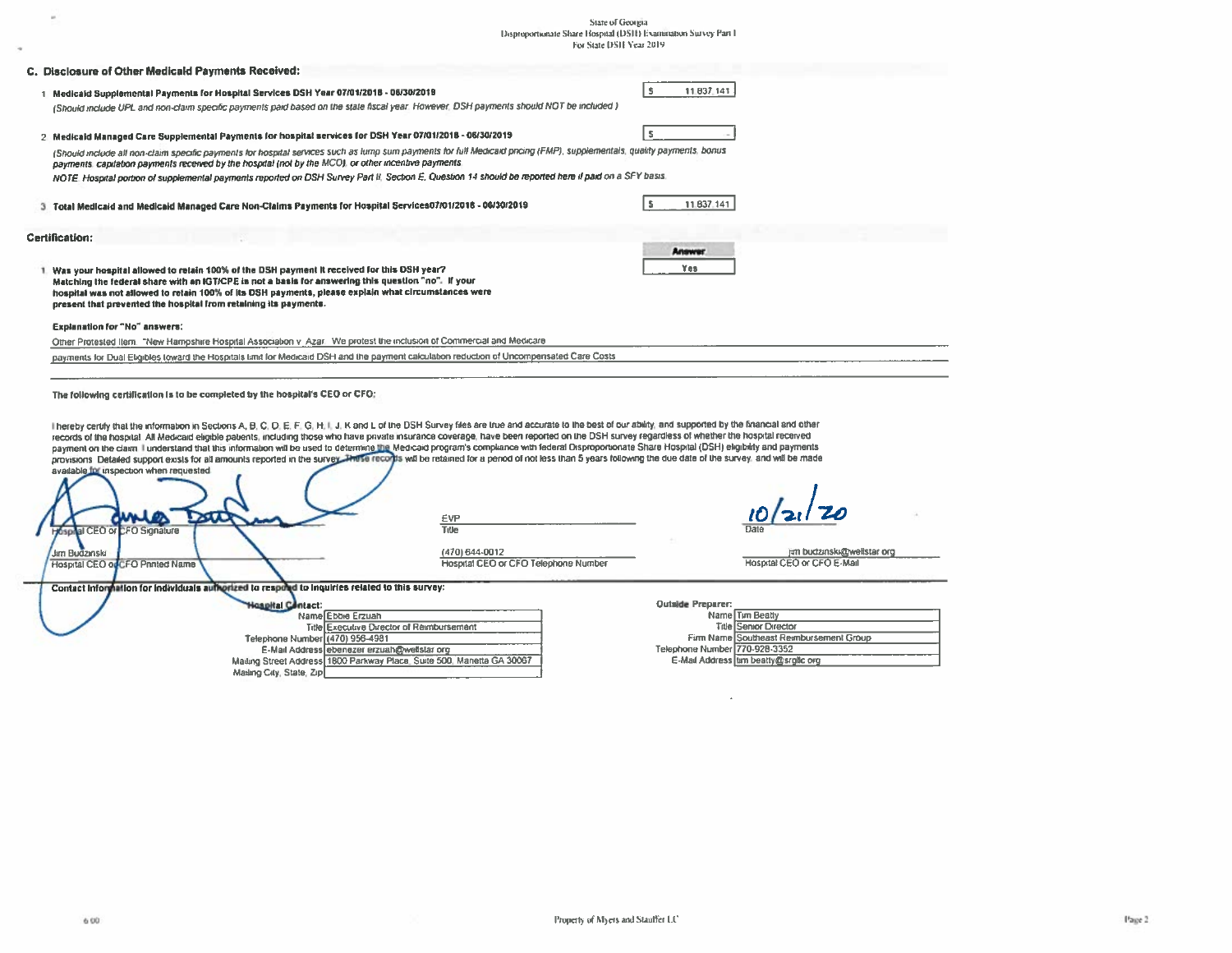State of Georgia
Disproportionate Share Hospital (DSH) Examination Survey Part I
For State DSH Year 2019

## C. Disclosure of Other Medicaid Payments Received:

1. **Medicaid Supplemental Payments for Hospital Services DSH Year 07/01/2018 - 06/30/2019** — $ 11,837,141
   *(Should include UPL and non-claim specific payments paid based on the state fiscal year. However, DSH payments should NOT be included.)*

2. **Medicaid Managed Care Supplemental Payments for hospital services for DSH Year 07/01/2018 - 06/30/2019** — $ -
   *(Should include all non-claim specific payments for hospital services such as lump sum payments for full Medicaid pricing (FMP), supplementals, quality payments, bonus payments, capitation payments received by the hospital (not by the MCO), or other incentive payments.*
   *NOTE: Hospital portion of supplemental payments reported on DSH Survey Part II, Section E, Question 14 should be reported here if paid on a SFY basis.*

3. **Total Medicaid and Medicaid Managed Care Non-Claims Payments for Hospital Services07/01/2018 - 06/30/2019** — $ 11,837,141

## Certification:

| | Answer |
|---|---|
| 1. **Was your hospital allowed to retain 100% of the DSH payment it received for this DSH year? Matching the federal share with an IGT/CPE is not a basis for answering this question "no". If your hospital was not allowed to retain 100% of its DSH payments, please explain what circumstances were present that prevented the hospital from retaining its payments.** | Yes |

**Explanation for "No" answers:**

Other Protested Item: "New Hampshire Hospital Association v. Azar. We protest the inclusion of Commercial and Medicare payments for Dual Eligibles toward the Hospitals limit for Medicaid DSH and the payment calculation reduction of Uncompensated Care Costs

**The following certification is to be completed by the hospital's CEO or CFO:**

I hereby certify that the information in Sections A, B, C, D, E, F, G, H, I, J, K and L of the DSH Survey files are true and accurate to the best of our ability, and supported by the financial and other records of the hospital. All Medicaid eligible patients, including those who have private insurance coverage, have been reported on the DSH survey regardless of whether the hospital received payment on the claim. I understand that this information will be used to determine the Medicaid program's compliance with federal Disproportionate Share Hospital (DSH) eligibility and payments provisions. Detailed support exists for all amounts reported in the survey. These records will be retained for a period of not less than 5 years following the due date of the survey, and will be made available for inspection when requested.

| | | |
|---|---|---|
| [Signature] | EVP | 10/21/20 |
| Hospital CEO or CFO Signature | Title | Date |
| Jim Budzinski | (470) 644-0012 | jim.budzinski@wellstar.org |
| Hospital CEO or CFO Printed Name | Hospital CEO or CFO Telephone Number | Hospital CEO or CFO E-Mail |

**Contact Information for individuals authorized to respond to inquiries related to this survey:**

| Hospital Contact: | |
|---|---|
| Name | Ebbie Erzuah |
| Title | Executive Director of Reimbursement |
| Telephone Number | (470) 956-4981 |
| E-Mail Address | ebenezer.erzuah@wellstar.org |
| Mailing Street Address | 1800 Parkway Place, Suite 500, Marietta GA 30067 |
| Mailing City, State, Zip | |

| Outside Preparer: | |
|---|---|
| Name | Tim Beatty |
| Title | Senior Director |
| Firm Name | Southeast Reimbursement Group |
| Telephone Number | 770-928-3352 |
| E-Mail Address | tim.beatty@srgllc.org |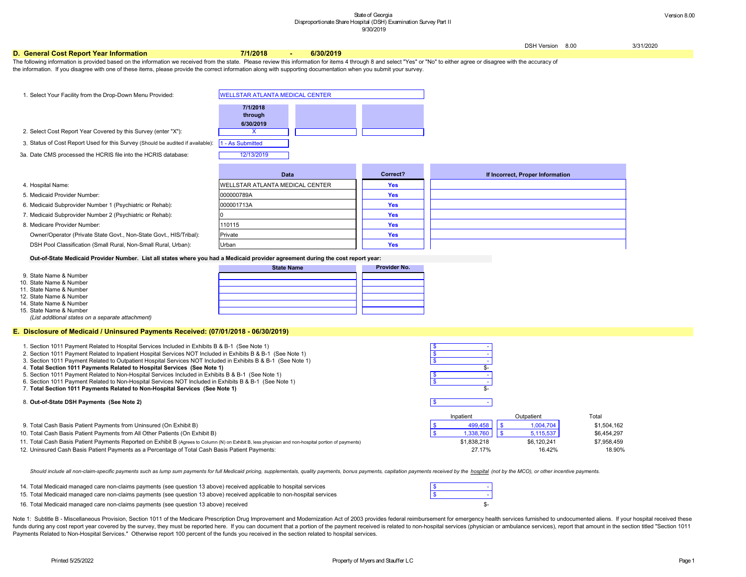State of Georgia
Disproportionate Share Hospital (DSH) Examination Survey Part II
9/30/2019

DSH Version 8.00 3/31/2020

## D. General Cost Report Year Information 7/1/2018 - 6/30/2019

The following information is provided based on the information we received from the state. Please review this information for items 4 through 8 and select "Yes" or "No" to either agree or disagree with the accuracy of the information. If you disagree with one of these items, please provide the correct information along with supporting documentation when you submit your survey.

1. Select Your Facility from the Drop-Down Menu Provided: WELLSTAR ATLANTA MEDICAL CENTER

| | 7/1/2018 through 6/30/2019 | | |
|---|---|---|---|
| 2. Select Cost Report Year Covered by this Survey (enter "X"): | X | | |
| 3. Status of Cost Report Used for this Survey (Should be audited if available): | 1 - As Submitted | | |
| 3a. Date CMS processed the HCRIS file into the HCRIS database: | 12/13/2019 | | |

| | Data | Correct? | If Incorrect, Proper Information |
|---|---|---|---|
| 4. Hospital Name: | WELLSTAR ATLANTA MEDICAL CENTER | Yes | |
| 5. Medicaid Provider Number: | 000000789A | Yes | |
| 6. Medicaid Subprovider Number 1 (Psychiatric or Rehab): | 000001713A | Yes | |
| 7. Medicaid Subprovider Number 2 (Psychiatric or Rehab): | 0 | Yes | |
| 8. Medicare Provider Number: | 110115 | Yes | |
| Owner/Operator (Private State Govt., Non-State Govt., HIS/Tribal): | Private | Yes | |
| DSH Pool Classification (Small Rural, Non-Small Rural, Urban): | Urban | Yes | |

**Out-of-State Medicaid Provider Number. List all states where you had a Medicaid provider agreement during the cost report year:**

| | State Name | Provider No. |
|---|---|---|
| 9. State Name & Number | | |
| 10. State Name & Number | | |
| 11. State Name & Number | | |
| 12. State Name & Number | | |
| 13. State Name & Number | | |
| 14. State Name & Number | | |
| 15. State Name & Number | | |

*(List additional states on a separate attachment)*

## E. Disclosure of Medicaid / Uninsured Payments Received: (07/01/2018 - 06/30/2019)

| | Amount |
|---|---|
| 1. Section 1011 Payment Related to Hospital Services Included in Exhibits B & B-1 (See Note 1) | $ - |
| 2. Section 1011 Payment Related to Inpatient Hospital Services NOT Included in Exhibits B & B-1 (See Note 1) | $ - |
| 3. Section 1011 Payment Related to Outpatient Hospital Services NOT Included in Exhibits B & B-1 (See Note 1) | $ - |
| 4. **Total Section 1011 Payments Related to Hospital Services (See Note 1)** | $- |
| 5. Section 1011 Payment Related to Non-Hospital Services Included in Exhibits B & B-1 (See Note 1) | $ - |
| 6. Section 1011 Payment Related to Non-Hospital Services NOT Included in Exhibits B & B-1 (See Note 1) | $ - |
| 7. **Total Section 1011 Payments Related to Non-Hospital Services (See Note 1)** | $- |
| 8. **Out-of-State DSH Payments (See Note 2)** | $ - |

| | Inpatient | Outpatient | Total |
|---|---|---|---|
| 9. Total Cash Basis Patient Payments from Uninsured (On Exhibit B) | $ 499,458 | $ 1,004,704 | $1,504,162 |
| 10. Total Cash Basis Patient Payments from All Other Patients (On Exhibit B) | $ 1,338,760 | $ 5,115,537 | $6,454,297 |
| 11. Total Cash Basis Patient Payments Reported on Exhibit B (Agrees to Column (N) on Exhibit B, less physician and non-hospital portion of payments) | $1,838,218 | $6,120,241 | $7,958,459 |
| 12. Uninsured Cash Basis Patient Payments as a Percentage of Total Cash Basis Patient Payments: | 27.17% | 16.42% | 18.90% |

*Should include all non-claim-specific payments such as lump sum payments for full Medicaid pricing, supplementals, quality payments, bonus payments, capitation payments received by the hospital (not by the MCO), or other incentive payments.*

| | Amount |
|---|---|
| 14. Total Medicaid managed care non-claims payments (see question 13 above) received applicable to hospital services | $ - |
| 15. Total Medicaid managed care non-claims payments (see question 13 above) received applicable to non-hospital services | $ - |
| 16. Total Medicaid managed care non-claims payments (see question 13 above) received | $- |

Note 1: Subtitle B - Miscellaneous Provision, Section 1011 of the Medicare Prescription Drug Improvement and Modernization Act of 2003 provides federal reimbursement for emergency health services furnished to undocumented aliens. If your hospital received these funds during any cost report year covered by the survey, they must be reported here. If you can document that a portion of the payment received is related to non-hospital services (physician or ambulance services), report that amount in the section titled "Section 1011 Payments Related to Non-Hospital Services." Otherwise report 100 percent of the funds you received in the section related to hospital services.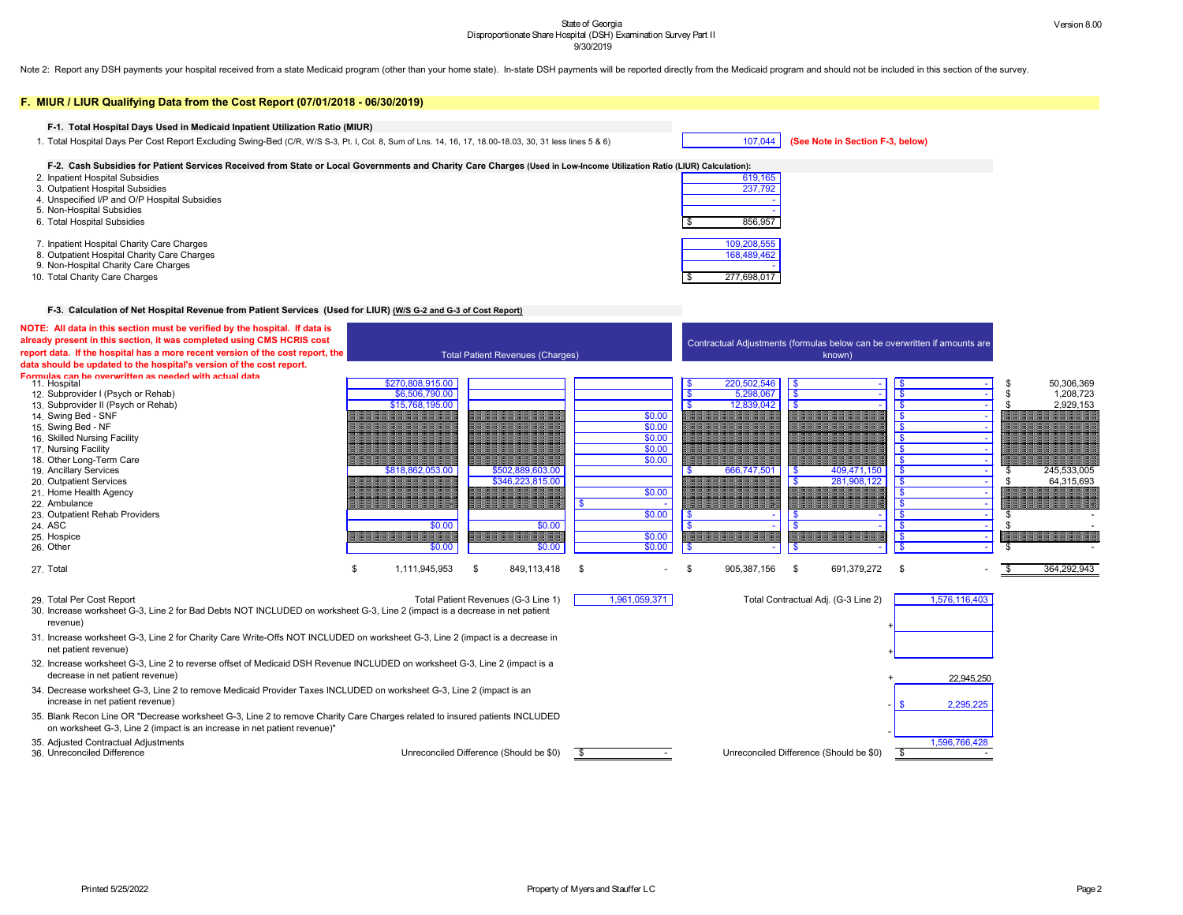State of Georgia
Disproportionate Share Hospital (DSH) Examination Survey Part II
9/30/2019

Version 8.00

Note 2: Report any DSH payments your hospital received from a state Medicaid program (other than your home state). In-state DSH payments will be reported directly from the Medicaid program and should not be included in this section of the survey.

## F. MIUR / LIUR Qualifying Data from the Cost Report (07/01/2018 - 06/30/2019)

### F-1. Total Hospital Days Used in Medicaid Inpatient Utilization Ratio (MIUR)

| | | |
|---|---|---|
| 1. Total Hospital Days Per Cost Report Excluding Swing-Bed (C/R, W/S S-3, Pt. I, Col. 8, Sum of Lns. 14, 16, 17, 18.00-18.03, 30, 31 less lines 5 & 6) | 107,044 | **(See Note in Section F-3, below)** |

### F-2. Cash Subsidies for Patient Services Received from State or Local Governments and Charity Care Charges (Used in Low-Income Utilization Ratio (LIUR) Calculation):

| | |
|---|---|
| 2. Inpatient Hospital Subsidies | 619,165 |
| 3. Outpatient Hospital Subsidies | 237,792 |
| 4. Unspecified I/P and O/P Hospital Subsidies | - |
| 5. Non-Hospital Subsidies | - |
| 6. Total Hospital Subsidies | $ 856,957 |
| | |
| 7. Inpatient Hospital Charity Care Charges | 109,208,555 |
| 8. Outpatient Hospital Charity Care Charges | 168,489,462 |
| 9. Non-Hospital Charity Care Charges | - |
| 10. Total Charity Care Charges | $ 277,698,017 |

### F-3. Calculation of Net Hospital Revenue from Patient Services (Used for LIUR) (W/S G-2 and G-3 of Cost Report)

**NOTE: All data in this section must be verified by the hospital. If data is already present in this section, it was completed using CMS HCRIS cost report data. If the hospital has a more recent version of the cost report, the data should be updated to the hospital's version of the cost report. Formulas can be overwritten as needed with actual data.**

| | Total Patient Revenues (Charges) | | | Contractual Adjustments (formulas below can be overwritten if amounts are known) | | | |
|---|---|---|---|---|---|---|---|
| 11. Hospital | $270,808,915.00 | | | $ 220,502,546 | $ - | $ - | $ 50,306,369 |
| 12. Subprovider I (Psych or Rehab) | $6,506,790.00 | | | $ 5,298,067 | $ - | $ - | $ 1,208,723 |
| 13. Subprovider II (Psych or Rehab) | $15,768,195.00 | | | $ 12,839,042 | $ - | $ - | $ 2,929,153 |
| 14. Swing Bed - SNF | | | $0.00 | | | $ - | |
| 15. Swing Bed - NF | | | $0.00 | | | $ - | |
| 16. Skilled Nursing Facility | | | $0.00 | | | $ - | |
| 17. Nursing Facility | | | $0.00 | | | $ - | |
| 18. Other Long-Term Care | | | $0.00 | | | $ - | |
| 19. Ancillary Services | $818,862,053.00 | $502,889,603.00 | | $ 666,747,501 | $ 409,471,150 | $ - | $ 245,533,005 |
| 20. Outpatient Services | | $346,223,815.00 | | | $ 281,908,122 | $ - | $ 64,315,693 |
| 21. Home Health Agency | | | $0.00 | | | $ - | |
| 22. Ambulance | | | $ - | | | $ - | |
| 23. Outpatient Rehab Providers | | | $0.00 | $ - | $ - | $ - | $ - |
| 24. ASC | $0.00 | $0.00 | | $ - | $ - | $ - | $ - |
| 25. Hospice | | | $0.00 | | | $ - | |
| 26. Other | $0.00 | $0.00 | $0.00 | $ - | $ - | $ - | $ - |
| 27. Total | $ 1,111,945,953 | $ 849,113,418 | $ - | $ 905,387,156 | $ 691,379,272 | $ - | $ 364,292,943 |

| | | | | |
|---|---|---|---|---|
| 29. Total Per Cost Report | Total Patient Revenues (G-3 Line 1) | 1,961,059,371 | Total Contractual Adj. (G-3 Line 2) | 1,576,116,403 |
| 30. Increase worksheet G-3, Line 2 for Bad Debts NOT INCLUDED on worksheet G-3, Line 2 (impact is a decrease in net patient revenue) | | | + | |
| 31. Increase worksheet G-3, Line 2 for Charity Care Write-Offs NOT INCLUDED on worksheet G-3, Line 2 (impact is a decrease in net patient revenue) | | | + | |
| 32. Increase worksheet G-3, Line 2 to reverse offset of Medicaid DSH Revenue INCLUDED on worksheet G-3, Line 2 (impact is a decrease in net patient revenue) | | | + | 22,945,250 |
| 34. Decrease worksheet G-3, Line 2 to remove Medicaid Provider Taxes INCLUDED on worksheet G-3, Line 2 (impact is an increase in net patient revenue) | | | - | $ 2,295,225 |
| 35. Blank Recon Line OR "Decrease worksheet G-3, Line 2 to remove Charity Care Charges related to insured patients INCLUDED on worksheet G-3, Line 2 (impact is an increase in net patient revenue)" | | | - | |
| 35. Adjusted Contractual Adjustments | | | | 1,596,766,428 |
| 36. Unreconciled Difference | Unreconciled Difference (Should be $0) | $ - | Unreconciled Difference (Should be $0) | $ - |

Printed 5/25/2022 — Property of Myers and Stauffer LC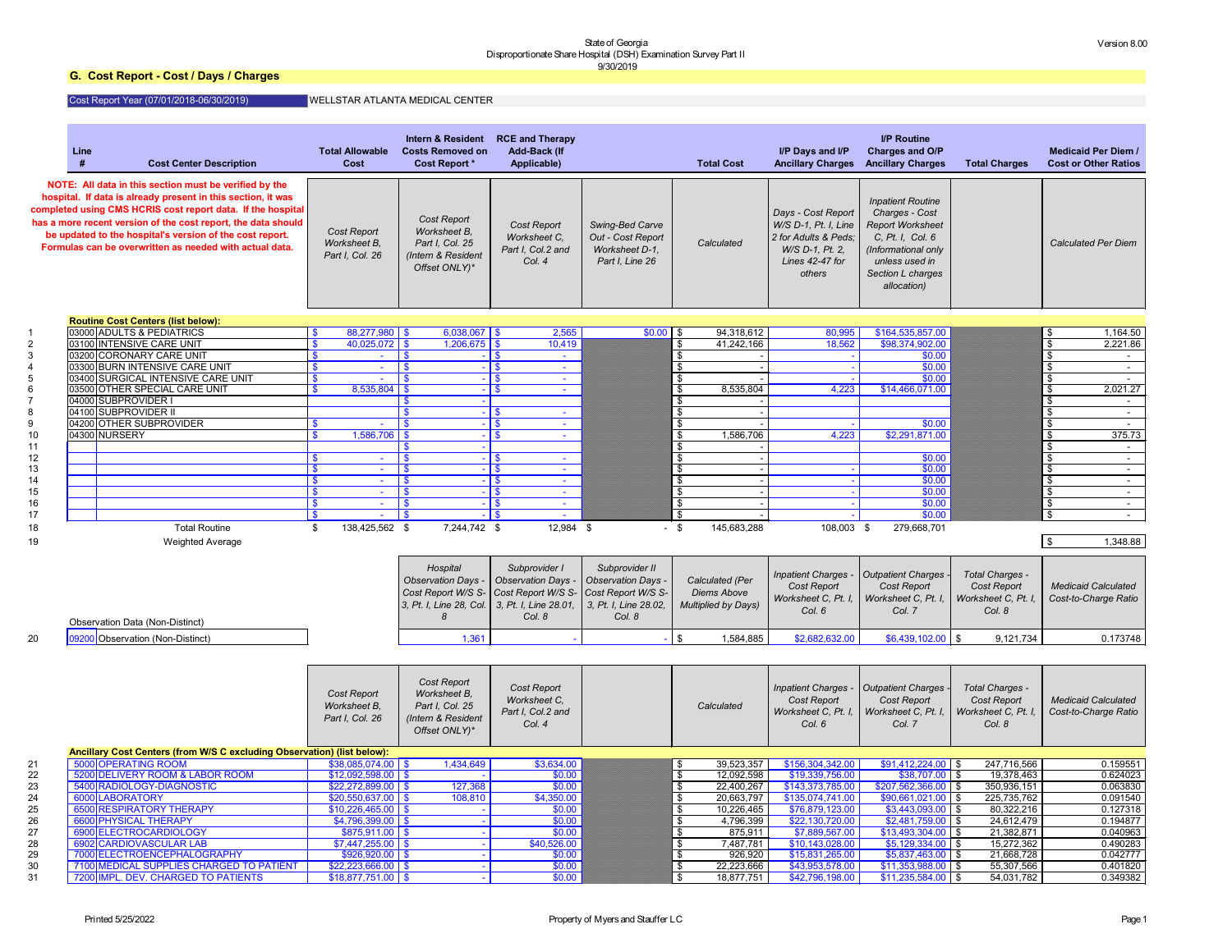State of Georgia
Disproportionate Share Hospital (DSH) Examination Survey Part II
9/30/2019

Version 8.00

## G. Cost Report - Cost / Days / Charges

Cost Report Year (07/01/2018-06/30/2019) WELLSTAR ATLANTA MEDICAL CENTER

**NOTE: All data in this section must be verified by the hospital. If data is already present in this section, it was completed using CMS HCRIS cost report data. If the hospital has a more recent version of the cost report, the data should be updated to the hospital's version of the cost report. Formulas can be overwritten as needed with actual data.**

| Line # | Cost Center Description | Total Allowable Cost | Intern & Resident Costs Removed on Cost Report * | RCE and Therapy Add-Back (If Applicable) | | Total Cost | I/P Days and I/P Ancillary Charges | I/P Routine Charges and O/P Ancillary Charges | Total Charges | Medicaid Per Diem / Cost or Other Ratios |
|---|---|---|---|---|---|---|---|---|---|---|
| | | *Cost Report Worksheet B, Part I, Col. 26* | *Cost Report Worksheet B, Part I, Col. 25 (Intern & Resident Offset ONLY)** | *Cost Report Worksheet C, Part I, Col.2 and Col. 4* | *Swing-Bed Carve Out - Cost Report Worksheet D-1, Part I, Line 26* | *Calculated* | *Days - Cost Report W/S D-1, Pt. I, Line 2 for Adults & Peds; W/S D-1, Pt. 2, Lines 42-47 for others* | *Inpatient Routine Charges - Cost Report Worksheet C, Pt. I, Col. 6 (Informational only unless used in Section L charges allocation)* | | *Calculated Per Diem* |
| | **Routine Cost Centers (list below):** | | | | | | | | | |
| 1 | 03000 ADULTS & PEDIATRICS | $ 88,277,980 | $ 6,038,067 | $ 2,565 | $0.00 | $ 94,318,612 | 80,995 | $164,535,857.00 | | $ 1,164.50 |
| 2 | 03100 INTENSIVE CARE UNIT | $ 40,025,072 | $ 1,206,675 | $ 10,419 | | $ 41,242,166 | 18,562 | $98,374,902.00 | | $ 2,221.86 |
| 3 | 03200 CORONARY CARE UNIT | $ - | $ - | $ - | | $ - | - | $0.00 | | $ - |
| 4 | 03300 BURN INTENSIVE CARE UNIT | $ - | $ - | $ - | | $ - | - | $0.00 | | $ - |
| 5 | 03400 SURGICAL INTENSIVE CARE UNIT | $ - | $ - | $ - | | $ - | - | $0.00 | | $ - |
| 6 | 03500 OTHER SPECIAL CARE UNIT | $ 8,535,804 | $ - | $ - | | $ 8,535,804 | 4,223 | $14,466,071.00 | | $ 2,021.27 |
| 7 | 04000 SUBPROVIDER I | | $ - | | | $ - | | | | $ - |
| 8 | 04100 SUBPROVIDER II | | $ - | $ - | | $ - | | | | $ - |
| 9 | 04200 OTHER SUBPROVIDER | $ - | $ - | $ - | | $ - | - | $0.00 | | $ - |
| 10 | 04300 NURSERY | $ 1,586,706 | $ - | $ - | | $ 1,586,706 | 4,223 | $2,291,871.00 | | $ 375.73 |
| 11 | | | $ - | | | $ - | | | | $ - |
| 12 | | $ - | $ - | $ - | | $ - | - | $0.00 | | $ - |
| 13 | | $ - | $ - | $ - | | $ - | - | $0.00 | | $ - |
| 14 | | $ - | $ - | $ - | | $ - | - | $0.00 | | $ - |
| 15 | | $ - | $ - | $ - | | $ - | - | $0.00 | | $ - |
| 16 | | $ - | $ - | $ - | | $ - | - | $0.00 | | $ - |
| 17 | | $ - | $ - | $ - | | $ - | - | $0.00 | | $ - |
| 18 | Total Routine | $ 138,425,562 | $ 7,244,742 | $ 12,984 | $ - | $ 145,683,288 | 108,003 | $ 279,668,701 | | |
| 19 | Weighted Average | | | | | | | | | $ 1,348.88 |

| Line # | Observation Data (Non-Distinct) | | Hospital Observation Days - Cost Report W/S S-3, Pt. I, Line 28, Col. 8 | Subprovider I Observation Days - Cost Report W/S S-3, Pt. I, Line 28.01, Col. 8 | Subprovider II Observation Days - Cost Report W/S S-3, Pt. I, Line 28.02, Col. 8 | Calculated (Per Diems Above Multiplied by Days) | Inpatient Charges - Cost Report Worksheet C, Pt. I, Col. 6 | Outpatient Charges - Cost Report Worksheet C, Pt. I, Col. 7 | Total Charges - Cost Report Worksheet C, Pt. I, Col. 8 | Medicaid Calculated Cost-to-Charge Ratio |
|---|---|---|---|---|---|---|---|---|---|---|
| 20 | 09200 Observation (Non-Distinct) | | 1,361 | - | - | $ 1,584,885 | $2,682,632.00 | $6,439,102.00 | $ 9,121,734 | 0.173748 |

| Line # | Ancillary Cost Centers (from W/S C excluding Observation) (list below): | Cost Report Worksheet B, Part I, Col. 26 | Cost Report Worksheet B, Part I, Col. 25 (Intern & Resident Offset ONLY)* | Cost Report Worksheet C, Part I, Col.2 and Col. 4 | | Calculated | Inpatient Charges - Cost Report Worksheet C, Pt. I, Col. 6 | Outpatient Charges - Cost Report Worksheet C, Pt. I, Col. 7 | Total Charges - Cost Report Worksheet C, Pt. I, Col. 8 | Medicaid Calculated Cost-to-Charge Ratio |
|---|---|---|---|---|---|---|---|---|---|---|
| 21 | 5000 OPERATING ROOM | $38,085,074.00 | $ 1,434,649 | $3,634.00 | | $ 39,523,357 | $156,304,342.00 | $91,412,224.00 | $ 247,716,566 | 0.159551 |
| 22 | 5200 DELIVERY ROOM & LABOR ROOM | $12,092,598.00 | $ - | $0.00 | | $ 12,092,598 | $19,339,756.00 | $38,707.00 | $ 19,378,463 | 0.624023 |
| 23 | 5400 RADIOLOGY-DIAGNOSTIC | $22,272,899.00 | $ 127,368 | $0.00 | | $ 22,400,267 | $143,373,785.00 | $207,562,366.00 | $ 350,936,151 | 0.063830 |
| 24 | 6000 LABORATORY | $20,550,637.00 | $ 108,810 | $4,350.00 | | $ 20,663,797 | $135,074,741.00 | $90,661,021.00 | $ 225,735,762 | 0.091540 |
| 25 | 6500 RESPIRATORY THERAPY | $10,226,465.00 | $ - | $0.00 | | $ 10,226,465 | $76,879,123.00 | $3,443,093.00 | $ 80,322,216 | 0.127318 |
| 26 | 6600 PHYSICAL THERAPY | $4,796,399.00 | $ - | $0.00 | | $ 4,796,399 | $22,130,720.00 | $2,481,759.00 | $ 24,612,479 | 0.194877 |
| 27 | 6900 ELECTROCARDIOLOGY | $875,911.00 | $ - | $0.00 | | $ 875,911 | $7,889,567.00 | $13,493,304.00 | $ 21,382,871 | 0.040963 |
| 28 | 6902 CARDIOVASCULAR LAB | $7,447,255.00 | $ - | $40,526.00 | | $ 7,487,781 | $10,143,028.00 | $5,129,334.00 | $ 15,272,362 | 0.490283 |
| 29 | 7000 ELECTROENCEPHALOGRAPHY | $926,920.00 | $ - | $0.00 | | $ 926,920 | $15,831,265.00 | $5,837,463.00 | $ 21,668,728 | 0.042777 |
| 30 | 7100 MEDICAL SUPPLIES CHARGED TO PATIENT | $22,223,666.00 | $ - | $0.00 | | $ 22,223,666 | $43,953,578.00 | $11,353,988.00 | $ 55,307,566 | 0.401820 |
| 31 | 7200 IMPL. DEV. CHARGED TO PATIENTS | $18,877,751.00 | $ - | $0.00 | | $ 18,877,751 | $42,796,198.00 | $11,235,584.00 | $ 54,031,782 | 0.349382 |

Printed 5/25/2022 Property of Myers and Stauffer LC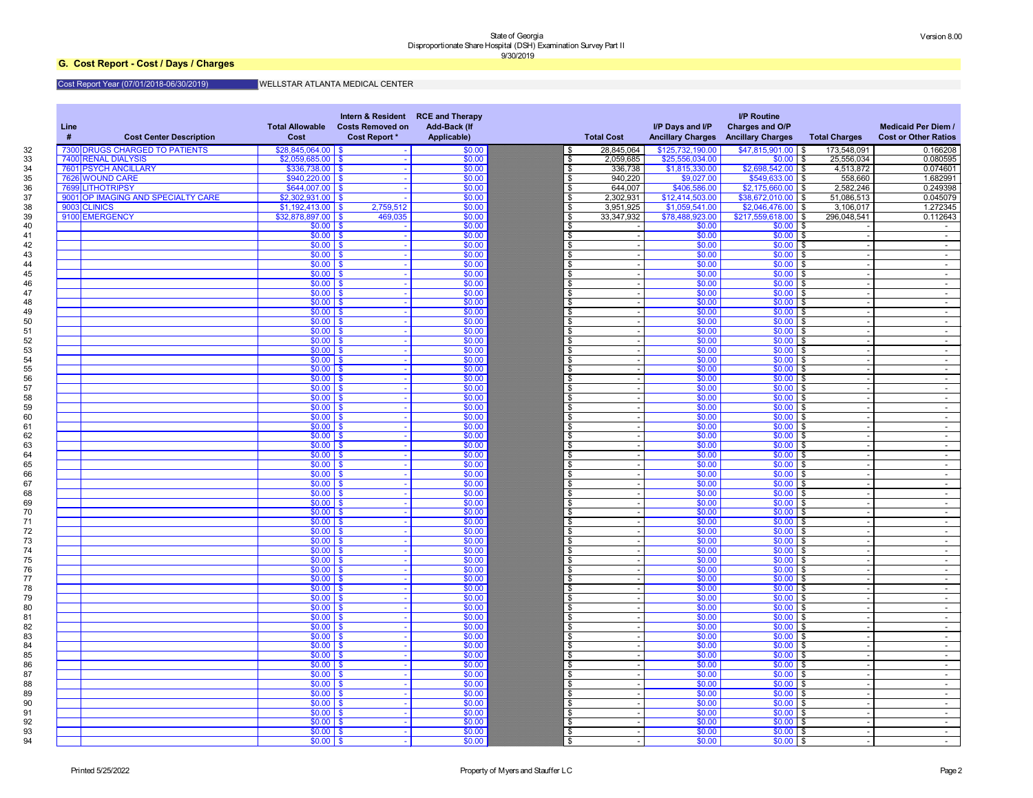State of Georgia
Disproportionate Share Hospital (DSH) Examination Survey Part II
9/30/2019

Version 8.00

## G. Cost Report - Cost / Days / Charges

Cost Report Year (07/01/2018-06/30/2019) WELLSTAR ATLANTA MEDICAL CENTER

| | Line # | Cost Center Description | Total Allowable Cost | Intern & Resident Costs Removed on Cost Report * | RCE and Therapy Add-Back (If Applicable) | Total Cost | I/P Days and I/P Ancillary Charges | I/P Routine Charges and O/P Ancillary Charges | Total Charges | Medicaid Per Diem / Cost or Other Ratios |
|---|---|---|---|---|---|---|---|---|---|---|
| 32 | 7300 | DRUGS CHARGED TO PATIENTS | $28,845,064.00 | $ - | $0.00 | $ 28,845,064 | $125,732,190.00 | $47,815,901.00 | $ 173,548,091 | 0.166208 |
| 33 | 7400 | RENAL DIALYSIS | $2,059,685.00 | $ - | $0.00 | $ 2,059,685 | $25,556,034.00 | $0.00 | $ 25,556,034 | 0.080595 |
| 34 | 7601 | PSYCH ANCILLARY | $336,738.00 | $ - | $0.00 | $ 336,738 | $1,815,330.00 | $2,698,542.00 | $ 4,513,872 | 0.074601 |
| 35 | 7626 | WOUND CARE | $940,220.00 | $ - | $0.00 | $ 940,220 | $9,027.00 | $549,633.00 | $ 558,660 | 1.682991 |
| 36 | 7699 | LITHOTRIPSY | $644,007.00 | $ - | $0.00 | $ 644,007 | $406,586.00 | $2,175,660.00 | $ 2,582,246 | 0.249398 |
| 37 | 9001 | OP IMAGING AND SPECIALTY CARE | $2,302,931.00 | $ - | $0.00 | $ 2,302,931 | $12,414,503.00 | $38,672,010.00 | $ 51,086,513 | 0.045079 |
| 38 | 9003 | CLINICS | $1,192,413.00 | $ 2,759,512 | $0.00 | $ 3,951,925 | $1,059,541.00 | $2,046,476.00 | $ 3,106,017 | 1.272345 |
| 39 | 9100 | EMERGENCY | $32,878,897.00 | $ 469,035 | $0.00 | $ 33,347,932 | $78,488,923.00 | $217,559,618.00 | $ 296,048,541 | 0.112643 |
| 40 | | | $0.00 | $ - | $0.00 | $ - | $0.00 | $0.00 | $ - | - |
| 41 | | | $0.00 | $ - | $0.00 | $ - | $0.00 | $0.00 | $ - | - |
| 42 | | | $0.00 | $ - | $0.00 | $ - | $0.00 | $0.00 | $ - | - |
| 43 | | | $0.00 | $ - | $0.00 | $ - | $0.00 | $0.00 | $ - | - |
| 44 | | | $0.00 | $ - | $0.00 | $ - | $0.00 | $0.00 | $ - | - |
| 45 | | | $0.00 | $ - | $0.00 | $ - | $0.00 | $0.00 | $ - | - |
| 46 | | | $0.00 | $ - | $0.00 | $ - | $0.00 | $0.00 | $ - | - |
| 47 | | | $0.00 | $ - | $0.00 | $ - | $0.00 | $0.00 | $ - | - |
| 48 | | | $0.00 | $ - | $0.00 | $ - | $0.00 | $0.00 | $ - | - |
| 49 | | | $0.00 | $ - | $0.00 | $ - | $0.00 | $0.00 | $ - | - |
| 50 | | | $0.00 | $ - | $0.00 | $ - | $0.00 | $0.00 | $ - | - |
| 51 | | | $0.00 | $ - | $0.00 | $ - | $0.00 | $0.00 | $ - | - |
| 52 | | | $0.00 | $ - | $0.00 | $ - | $0.00 | $0.00 | $ - | - |
| 53 | | | $0.00 | $ - | $0.00 | $ - | $0.00 | $0.00 | $ - | - |
| 54 | | | $0.00 | $ - | $0.00 | $ - | $0.00 | $0.00 | $ - | - |
| 55 | | | $0.00 | $ - | $0.00 | $ - | $0.00 | $0.00 | $ - | - |
| 56 | | | $0.00 | $ - | $0.00 | $ - | $0.00 | $0.00 | $ - | - |
| 57 | | | $0.00 | $ - | $0.00 | $ - | $0.00 | $0.00 | $ - | - |
| 58 | | | $0.00 | $ - | $0.00 | $ - | $0.00 | $0.00 | $ - | - |
| 59 | | | $0.00 | $ - | $0.00 | $ - | $0.00 | $0.00 | $ - | - |
| 60 | | | $0.00 | $ - | $0.00 | $ - | $0.00 | $0.00 | $ - | - |
| 61 | | | $0.00 | $ - | $0.00 | $ - | $0.00 | $0.00 | $ - | - |
| 62 | | | $0.00 | $ - | $0.00 | $ - | $0.00 | $0.00 | $ - | - |
| 63 | | | $0.00 | $ - | $0.00 | $ - | $0.00 | $0.00 | $ - | - |
| 64 | | | $0.00 | $ - | $0.00 | $ - | $0.00 | $0.00 | $ - | - |
| 65 | | | $0.00 | $ - | $0.00 | $ - | $0.00 | $0.00 | $ - | - |
| 66 | | | $0.00 | $ - | $0.00 | $ - | $0.00 | $0.00 | $ - | - |
| 67 | | | $0.00 | $ - | $0.00 | $ - | $0.00 | $0.00 | $ - | - |
| 68 | | | $0.00 | $ - | $0.00 | $ - | $0.00 | $0.00 | $ - | - |
| 69 | | | $0.00 | $ - | $0.00 | $ - | $0.00 | $0.00 | $ - | - |
| 70 | | | $0.00 | $ - | $0.00 | $ - | $0.00 | $0.00 | $ - | - |
| 71 | | | $0.00 | $ - | $0.00 | $ - | $0.00 | $0.00 | $ - | - |
| 72 | | | $0.00 | $ - | $0.00 | $ - | $0.00 | $0.00 | $ - | - |
| 73 | | | $0.00 | $ - | $0.00 | $ - | $0.00 | $0.00 | $ - | - |
| 74 | | | $0.00 | $ - | $0.00 | $ - | $0.00 | $0.00 | $ - | - |
| 75 | | | $0.00 | $ - | $0.00 | $ - | $0.00 | $0.00 | $ - | - |
| 76 | | | $0.00 | $ - | $0.00 | $ - | $0.00 | $0.00 | $ - | - |
| 77 | | | $0.00 | $ - | $0.00 | $ - | $0.00 | $0.00 | $ - | - |
| 78 | | | $0.00 | $ - | $0.00 | $ - | $0.00 | $0.00 | $ - | - |
| 79 | | | $0.00 | $ - | $0.00 | $ - | $0.00 | $0.00 | $ - | - |
| 80 | | | $0.00 | $ - | $0.00 | $ - | $0.00 | $0.00 | $ - | - |
| 81 | | | $0.00 | $ - | $0.00 | $ - | $0.00 | $0.00 | $ - | - |
| 82 | | | $0.00 | $ - | $0.00 | $ - | $0.00 | $0.00 | $ - | - |
| 83 | | | $0.00 | $ - | $0.00 | $ - | $0.00 | $0.00 | $ - | - |
| 84 | | | $0.00 | $ - | $0.00 | $ - | $0.00 | $0.00 | $ - | - |
| 85 | | | $0.00 | $ - | $0.00 | $ - | $0.00 | $0.00 | $ - | - |
| 86 | | | $0.00 | $ - | $0.00 | $ - | $0.00 | $0.00 | $ - | - |
| 87 | | | $0.00 | $ - | $0.00 | $ - | $0.00 | $0.00 | $ - | - |
| 88 | | | $0.00 | $ - | $0.00 | $ - | $0.00 | $0.00 | $ - | - |
| 89 | | | $0.00 | $ - | $0.00 | $ - | $0.00 | $0.00 | $ - | - |
| 90 | | | $0.00 | $ - | $0.00 | $ - | $0.00 | $0.00 | $ - | - |
| 91 | | | $0.00 | $ - | $0.00 | $ - | $0.00 | $0.00 | $ - | - |
| 92 | | | $0.00 | $ - | $0.00 | $ - | $0.00 | $0.00 | $ - | - |
| 93 | | | $0.00 | $ - | $0.00 | $ - | $0.00 | $0.00 | $ - | - |
| 94 | | | $0.00 | $ - | $0.00 | $ - | $0.00 | $0.00 | $ - | - |

Printed 5/25/2022

Property of Myers and Stauffer LC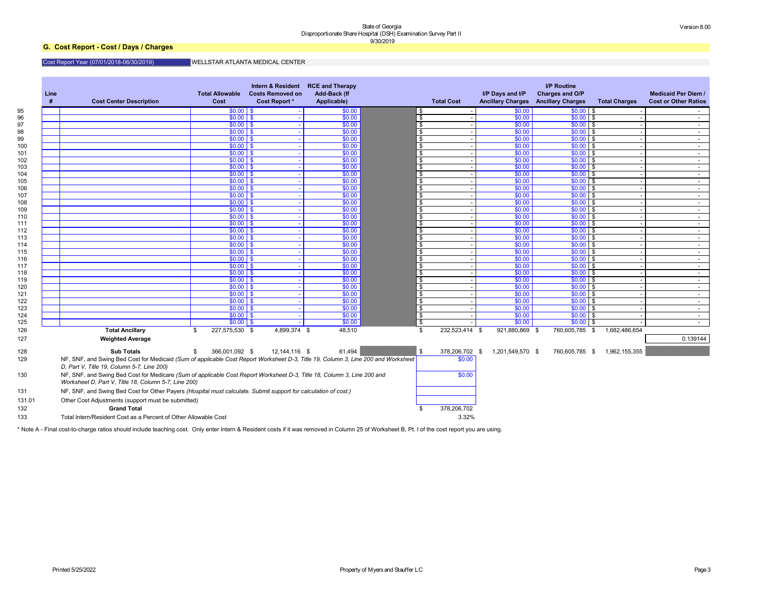State of Georgia
Disproportionate Share Hospital (DSH) Examination Survey Part II
9/30/2019

Version 8.00

## G. Cost Report - Cost / Days / Charges

Cost Report Year (07/01/2018-06/30/2019) WELLSTAR ATLANTA MEDICAL CENTER

| | Line # | Cost Center Description | Total Allowable Cost | Intern & Resident Costs Removed on Cost Report * | RCE and Therapy Add-Back (If Applicable) | | Total Cost | I/P Days and I/P Ancillary Charges | I/P Routine Charges and O/P Ancillary Charges | Total Charges | Medicaid Per Diem / Cost or Other Ratios |
|---|---|---|---|---|---|---|---|---|---|---|---|
| 95 | | | $0.00 | $ - | $0.00 | | $ - | $0.00 | $0.00 | $ - | - |
| 96 | | | $0.00 | $ - | $0.00 | | $ - | $0.00 | $0.00 | $ - | - |
| 97 | | | $0.00 | $ - | $0.00 | | $ - | $0.00 | $0.00 | $ - | - |
| 98 | | | $0.00 | $ - | $0.00 | | $ - | $0.00 | $0.00 | $ - | - |
| 99 | | | $0.00 | $ - | $0.00 | | $ - | $0.00 | $0.00 | $ - | - |
| 100 | | | $0.00 | $ - | $0.00 | | $ - | $0.00 | $0.00 | $ - | - |
| 101 | | | $0.00 | $ - | $0.00 | | $ - | $0.00 | $0.00 | $ - | - |
| 102 | | | $0.00 | $ - | $0.00 | | $ - | $0.00 | $0.00 | $ - | - |
| 103 | | | $0.00 | $ - | $0.00 | | $ - | $0.00 | $0.00 | $ - | - |
| 104 | | | $0.00 | $ - | $0.00 | | $ - | $0.00 | $0.00 | $ - | - |
| 105 | | | $0.00 | $ - | $0.00 | | $ - | $0.00 | $0.00 | $ - | - |
| 106 | | | $0.00 | $ - | $0.00 | | $ - | $0.00 | $0.00 | $ - | - |
| 107 | | | $0.00 | $ - | $0.00 | | $ - | $0.00 | $0.00 | $ - | - |
| 108 | | | $0.00 | $ - | $0.00 | | $ - | $0.00 | $0.00 | $ - | - |
| 109 | | | $0.00 | $ - | $0.00 | | $ - | $0.00 | $0.00 | $ - | - |
| 110 | | | $0.00 | $ - | $0.00 | | $ - | $0.00 | $0.00 | $ - | - |
| 111 | | | $0.00 | $ - | $0.00 | | $ - | $0.00 | $0.00 | $ - | - |
| 112 | | | $0.00 | $ - | $0.00 | | $ - | $0.00 | $0.00 | $ - | - |
| 113 | | | $0.00 | $ - | $0.00 | | $ - | $0.00 | $0.00 | $ - | - |
| 114 | | | $0.00 | $ - | $0.00 | | $ - | $0.00 | $0.00 | $ - | - |
| 115 | | | $0.00 | $ - | $0.00 | | $ - | $0.00 | $0.00 | $ - | - |
| 116 | | | $0.00 | $ - | $0.00 | | $ - | $0.00 | $0.00 | $ - | - |
| 117 | | | $0.00 | $ - | $0.00 | | $ - | $0.00 | $0.00 | $ - | - |
| 118 | | | $0.00 | $ - | $0.00 | | $ - | $0.00 | $0.00 | $ - | - |
| 119 | | | $0.00 | $ - | $0.00 | | $ - | $0.00 | $0.00 | $ - | - |
| 120 | | | $0.00 | $ - | $0.00 | | $ - | $0.00 | $0.00 | $ - | - |
| 121 | | | $0.00 | $ - | $0.00 | | $ - | $0.00 | $0.00 | $ - | - |
| 122 | | | $0.00 | $ - | $0.00 | | $ - | $0.00 | $0.00 | $ - | - |
| 123 | | | $0.00 | $ - | $0.00 | | $ - | $0.00 | $0.00 | $ - | - |
| 124 | | | $0.00 | $ - | $0.00 | | $ - | $0.00 | $0.00 | $ - | - |
| 125 | | | $0.00 | $ - | $0.00 | | $ - | $0.00 | $0.00 | $ - | - |
| 126 | | **Total Ancillary** | $ 227,575,530 | $ 4,899,374 | $ 48,510 | | $ 232,523,414 | $ 921,880,869 | $ 760,605,785 | $ 1,682,486,654 | |
| 127 | | **Weighted Average** | | | | | | | | | 0.139144 |
| 128 | | **Sub Totals** | $ 366,001,092 | $ 12,144,116 | $ 61,494 | | $ 378,206,702 | $ 1,201,549,570 | $ 760,605,785 | $ 1,962,155,355 | |

| Line | Description | Amount |
|---|---|---|
| 129 | NF, SNF, and Swing Bed Cost for Medicaid *(Sum of applicable Cost Report Worksheet D-3, Title 19, Column 3, Line 200 and Worksheet D, Part V, Title 19, Column 5-7, Line 200)* | $0.00 |
| 130 | NF, SNF, and Swing Bed Cost for Medicare *(Sum of applicable Cost Report Worksheet D-3, Title 18, Column 3, Line 200 and Worksheet D, Part V, Title 18, Column 5-7, Line 200)* | $0.00 |
| 131 | NF, SNF, and Swing Bed Cost for Other Payers *(Hospital must calculate. Submit support for calculation of cost.)* | |
| 131.01 | Other Cost Adjustments (support must be submitted) | |
| 132 | **Grand Total** | $ 378,206,702 |
| 133 | Total Intern/Resident Cost as a Percent of Other Allowable Cost | 3.32% |

\* Note A - Final cost-to-charge ratios should include teaching cost. Only enter Intern & Resident costs if it was removed in Column 25 of Worksheet B, Pt. I of the cost report you are using.

Printed 5/25/2022 Property of Myers and Stauffer LC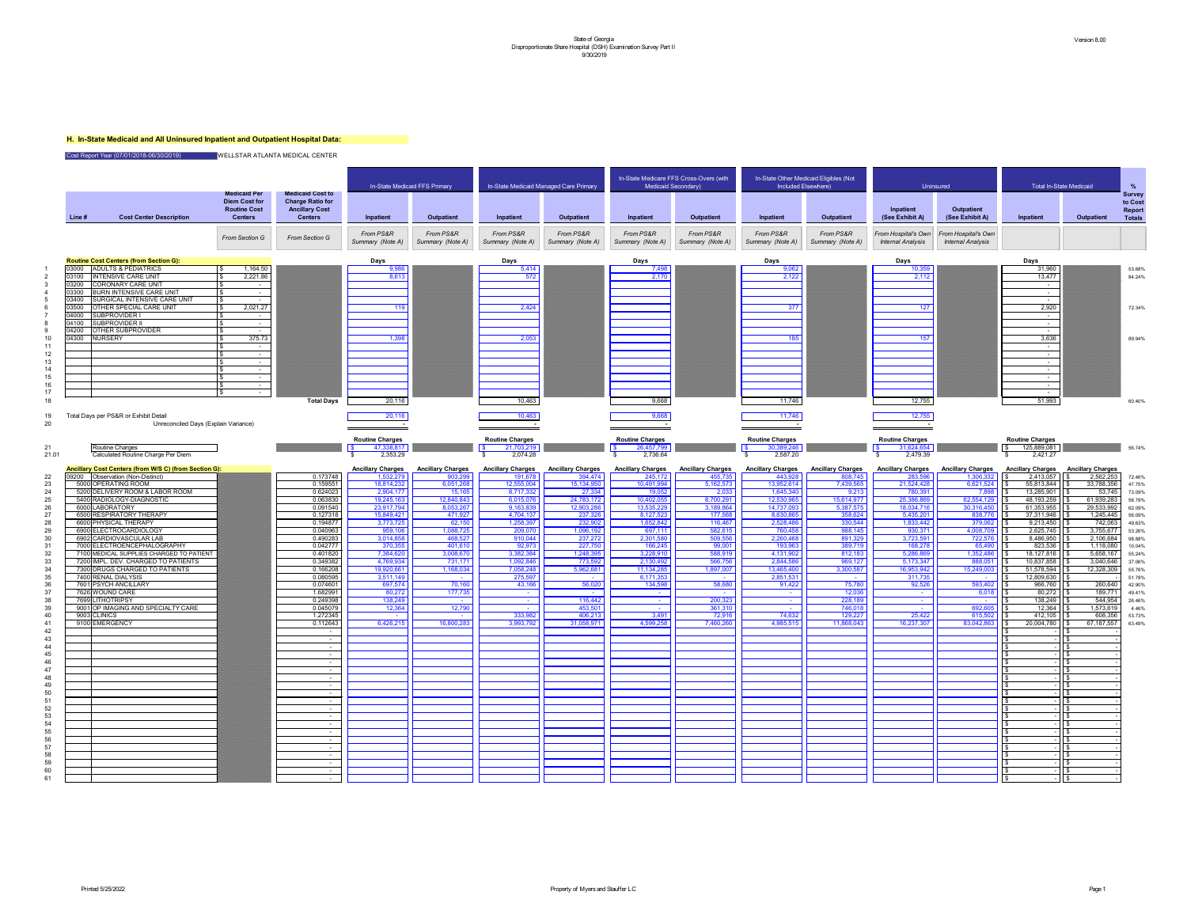State of Georgia
Disproportionate Share Hospital (DSH) Examination Survey Part II
9/30/2019

Version 8.00

## H. In-State Medicaid and All Uninsured Inpatient and Outpatient Hospital Data:

Cost Report Year (07/01/2018-06/30/2019) WELLSTAR ATLANTA MEDICAL CENTER

| Line # | | Cost Center Description | Medicaid Per Diem Cost for Routine Cost Centers | Medicaid Cost to Charge Ratio for Ancillary Cost Centers | In-State Medicaid FFS Primary Inpatient | In-State Medicaid FFS Primary Outpatient | In-State Medicaid Managed Care Primary Inpatient | In-State Medicaid Managed Care Primary Outpatient | In-State Medicare FFS Cross-Overs (with Medicaid Secondary) Inpatient | In-State Medicare FFS Cross-Overs (with Medicaid Secondary) Outpatient | In-State Other Medicaid Eligibles (Not Included Elsewhere) Inpatient | In-State Other Medicaid Eligibles (Not Included Elsewhere) Outpatient | Uninsured Inpatient (See Exhibit A) | Uninsured Outpatient (See Exhibit A) | Total In-State Medicaid Inpatient | Total In-State Medicaid Outpatient | % Survey to Cost Report Totals |
|---|---|---|---|---|---|---|---|---|---|---|---|---|---|---|---|---|---|
| | | | From Section G | From Section G | From PS&R Summary (Note A) | From PS&R Summary (Note A) | From PS&R Summary (Note A) | From PS&R Summary (Note A) | From PS&R Summary (Note A) | From PS&R Summary (Note A) | From PS&R Summary (Note A) | From PS&R Summary (Note A) | From Hospital's Own Internal Analysis | From Hospital's Own Internal Analysis | | | |
| | | **Routine Cost Centers (from Section G):** | | | Days | | Days | | Days | | Days | | Days | | Days | | |
| 1 | 03000 | ADULTS & PEDIATRICS | $ 1,164.50 | | 9,986 | | 5,414 | | 7,498 | | 9,062 | | 10,359 | | 31,960 | | 53.68% |
| 2 | 03100 | INTENSIVE CARE UNIT | $ 2,221.86 | | 8,613 | | 572 | | 2,170 | | 2,122 | | 2,112 | | 13,477 | | 84.24% |
| 3 | 03200 | CORONARY CARE UNIT | $ - | | | | | | | | | | | | - | | |
| 4 | 03300 | BURN INTENSIVE CARE UNIT | $ - | | | | | | | | | | | | - | | |
| 5 | 03400 | SURGICAL INTENSIVE CARE UNIT | $ - | | | | | | | | | | | | - | | |
| 6 | 03500 | OTHER SPECIAL CARE UNIT | $ 2,021.27 | | 119 | | 2,424 | | | | 377 | | 127 | | 2,920 | | 72.34% |
| 7 | 04000 | SUBPROVIDER I | $ - | | | | | | | | | | | | - | | |
| 8 | 04100 | SUBPROVIDER II | $ - | | | | | | | | | | | | - | | |
| 9 | 04200 | OTHER SUBPROVIDER | $ - | | | | | | | | | | | | - | | |
| 10 | 04300 | NURSERY | $ 375.73 | | 1,398 | | 2,053 | | | | 185 | | 157 | | 3,636 | | 89.94% |
| 11 | | | $ - | | | | | | | | | | | | - | | |
| 12 | | | $ - | | | | | | | | | | | | - | | |
| 13 | | | $ - | | | | | | | | | | | | - | | |
| 14 | | | $ - | | | | | | | | | | | | - | | |
| 15 | | | $ - | | | | | | | | | | | | - | | |
| 16 | | | $ - | | | | | | | | | | | | - | | |
| 17 | | | $ - | | | | | | | | | | | | - | | |
| 18 | | | | Total Days | 20,116 | | 10,463 | | 9,668 | | 11,746 | | 12,755 | | 51,993 | | 60.40% |
| 19 | | Total Days per PS&R or Exhibit Detail | | | 20,116 | | 10,463 | | 9,668 | | 11,746 | | 12,755 | | | | |
| 20 | | Unreconciled Days (Explain Variance) | | | - | | - | | - | | - | | - | | | | |
| | | | | | Routine Charges | | Routine Charges | | Routine Charges | | Routine Charges | | Routine Charges | | Routine Charges | | |
| 21 | | Routine Charges | | | $ 47,338,817 | | $ 21,703,219 | | $ 26,457,799 | | $ 30,389,246 | | $ 31,624,654 | | $ 125,889,081 | | 56.74% |
| 21.01 | | Calculated Routine Charge Per Diem | | | $ 2,353.29 | | $ 2,074.28 | | $ 2,736.64 | | $ 2,587.20 | | $ 2,479.39 | | $ 2,421.27 | | |
| | | **Ancillary Cost Centers (from W/S C) (from Section G):** | | | Ancillary Charges | Ancillary Charges | Ancillary Charges | Ancillary Charges | Ancillary Charges | Ancillary Charges | Ancillary Charges | Ancillary Charges | Ancillary Charges | Ancillary Charges | Ancillary Charges | Ancillary Charges | |
| 22 | 09200 | Observation (Non-Distinct) | | 0.173748 | 1,532,279 | 903,299 | 191,678 | 394,474 | 245,172 | 455,735 | 443,928 | 808,745 | 283,596 | 1,306,332 | $ 2,413,057 | $ 2,562,253 | 72.46% |
| 23 | 5000 | OPERATING ROOM | | 0.159551 | 18,814,232 | 6,051,268 | 12,555,004 | 15,134,950 | 10,491,994 | 5,162,573 | 13,952,614 | 7,439,565 | 21,524,428 | 6,621,524 | $ 55,813,844 | $ 33,788,356 | 47.75% |
| 24 | 5200 | DELIVERY ROOM & LABOR ROOM | | 0.624023 | 2,904,177 | 15,165 | 8,717,332 | 27,334 | 19,052 | 2,033 | 1,645,340 | 9,213 | 780,391 | 7,898 | $ 13,285,901 | $ 53,745 | 73.09% |
| 25 | 5400 | RADIOLOGY-DIAGNOSTIC | | 0.063830 | 19,245,163 | 12,840,843 | 6,015,076 | 24,783,172 | 10,402,055 | 8,700,291 | 12,530,965 | 15,614,977 | 25,386,869 | 62,554,129 | $ 48,193,259 | $ 61,939,283 | 56.79% |
| 26 | 6000 | LABORATORY | | 0.091540 | 23,917,794 | 8,053,267 | 9,163,839 | 12,903,286 | 13,535,229 | 3,189,864 | 14,737,093 | 5,387,575 | 18,034,716 | 30,316,450 | $ 61,353,955 | $ 29,533,992 | 62.09% |
| 27 | 6500 | RESPIRATORY THERAPY | | 0.127318 | 15,849,421 | 471,927 | 4,704,137 | 237,326 | 8,127,523 | 177,568 | 8,630,865 | 358,624 | 5,435,201 | 838,776 | $ 37,311,946 | $ 1,245,445 | 58.09% |
| 28 | 6600 | PHYSICAL THERAPY | | 0.194877 | 3,773,725 | 62,150 | 1,258,397 | 232,902 | 1,652,842 | 116,467 | 2,528,486 | 330,544 | 1,833,442 | 379,062 | $ 9,213,450 | $ 742,063 | 49.63% |
| 29 | 6900 | ELECTROCARDIOLOGY | | 0.040963 | 959,108 | 1,088,725 | 209,070 | 1,096,192 | 697,111 | 582,615 | 760,456 | 988,145 | 930,371 | 4,008,709 | $ 2,625,745 | $ 3,755,677 | 53.26% |
| 30 | 6902 | CARDIOVASCULAR LAB | | 0.490283 | 3,014,858 | 468,527 | 910,044 | 237,272 | 2,301,580 | 509,556 | 2,260,468 | 891,329 | 3,723,591 | 722,576 | $ 8,486,950 | $ 2,106,684 | 98.88% |
| 31 | 7000 | ELECTROENCEPHALOGRAPHY | | 0.042777 | 370,355 | 401,610 | 92,973 | 227,750 | 166,245 | 99,001 | 193,963 | 389,719 | 168,278 | 65,490 | $ 823,536 | $ 1,118,080 | 10.04% |
| 32 | 7100 | MEDICAL SUPPLIES CHARGED TO PATIENT | | 0.401820 | 7,384,620 | 3,008,670 | 3,382,384 | 1,248,395 | 3,228,910 | 588,919 | 4,131,902 | 812,183 | 5,286,869 | 1,352,486 | $ 18,127,816 | $ 5,658,167 | 55.24% |
| 33 | 7200 | IMPL. DEV. CHARGED TO PATIENTS | | 0.349382 | 4,769,934 | 731,171 | 1,092,846 | 773,592 | 2,130,492 | 566,756 | 2,844,586 | 969,127 | 5,173,347 | 888,051 | $ 10,837,858 | $ 3,040,646 | 37.06% |
| 34 | 7300 | DRUGS CHARGED TO PATIENTS | | 0.166208 | 19,920,661 | 1,168,034 | 7,058,248 | 5,962,681 | 11,134,285 | 1,897,007 | 13,465,400 | 3,300,587 | 16,953,942 | 15,249,003 | $ 51,578,594 | $ 12,328,309 | 55.76% |
| 35 | 7400 | RENAL DIALYSIS | | 0.080595 | 3,511,149 | - | 275,597 | - | 6,171,353 | - | 2,851,531 | - | 311,735 | - | $ 12,809,630 | $ - | 51.78% |
| 36 | 7601 | PSYCH ANCILLARY | | 0.074601 | 697,574 | 70,160 | 43,166 | 56,020 | 134,598 | 58,680 | 91,422 | 75,780 | 92,526 | 593,402 | $ 966,760 | $ 260,640 | 42.90% |
| 37 | 7626 | WOUND CARE | | 1.682991 | 80,272 | 177,735 | - | - | - | - | - | 12,036 | - | 6,018 | $ 80,272 | $ 189,771 | 49.41% |
| 38 | 7695 | LITHOTRIPSY | | 0.249398 | 138,249 | - | - | 116,442 | - | 200,323 | - | 228,189 | - | - | $ 138,249 | $ 544,954 | 28.46% |
| 39 | 9001 | OP IMAGING AND SPECIALTY CARE | | 0.045079 | 12,364 | 12,790 | - | 453,501 | - | 361,310 | - | 746,018 | - | 692,605 | $ 12,364 | $ 1,573,619 | 4.46% |
| 40 | 9003 | CLINICS | | 1.272345 | - | - | 333,982 | 406,213 | 3,491 | 72,916 | 74,632 | 129,227 | 25,422 | 615,502 | $ 412,105 | $ 608,356 | 53.73% |
| 41 | 9100 | EMERGENCY | | 0.112643 | 6,426,215 | 16,800,283 | 3,993,792 | 31,058,971 | 4,599,258 | 7,460,260 | 4,985,515 | 11,868,043 | 16,237,307 | 83,042,863 | $ 20,004,780 | $ 67,187,557 | 63.49% |
| 42 | | | | - | | | | | | | | | | | $ - | $ - | |
| 43 | | | | - | | | | | | | | | | | $ - | $ - | |
| 44 | | | | - | | | | | | | | | | | $ - | $ - | |
| 45 | | | | - | | | | | | | | | | | $ - | $ - | |
| 46 | | | | - | | | | | | | | | | | $ - | $ - | |
| 47 | | | | - | | | | | | | | | | | $ - | $ - | |
| 48 | | | | - | | | | | | | | | | | $ - | $ - | |
| 49 | | | | - | | | | | | | | | | | $ - | $ - | |
| 50 | | | | - | | | | | | | | | | | $ - | $ - | |
| 51 | | | | - | | | | | | | | | | | $ - | $ - | |
| 52 | | | | - | | | | | | | | | | | $ - | $ - | |
| 53 | | | | - | | | | | | | | | | | $ - | $ - | |
| 54 | | | | - | | | | | | | | | | | $ - | $ - | |
| 55 | | | | - | | | | | | | | | | | $ - | $ - | |
| 56 | | | | - | | | | | | | | | | | $ - | $ - | |
| 57 | | | | - | | | | | | | | | | | $ - | $ - | |
| 58 | | | | - | | | | | | | | | | | $ - | $ - | |
| 59 | | | | - | | | | | | | | | | | $ - | $ - | |
| 60 | | | | - | | | | | | | | | | | $ - | $ - | |
| 61 | | | | - | | | | | | | | | | | $ - | $ - | |

Printed 5/25/2022

Property of Myers and Stauffer LC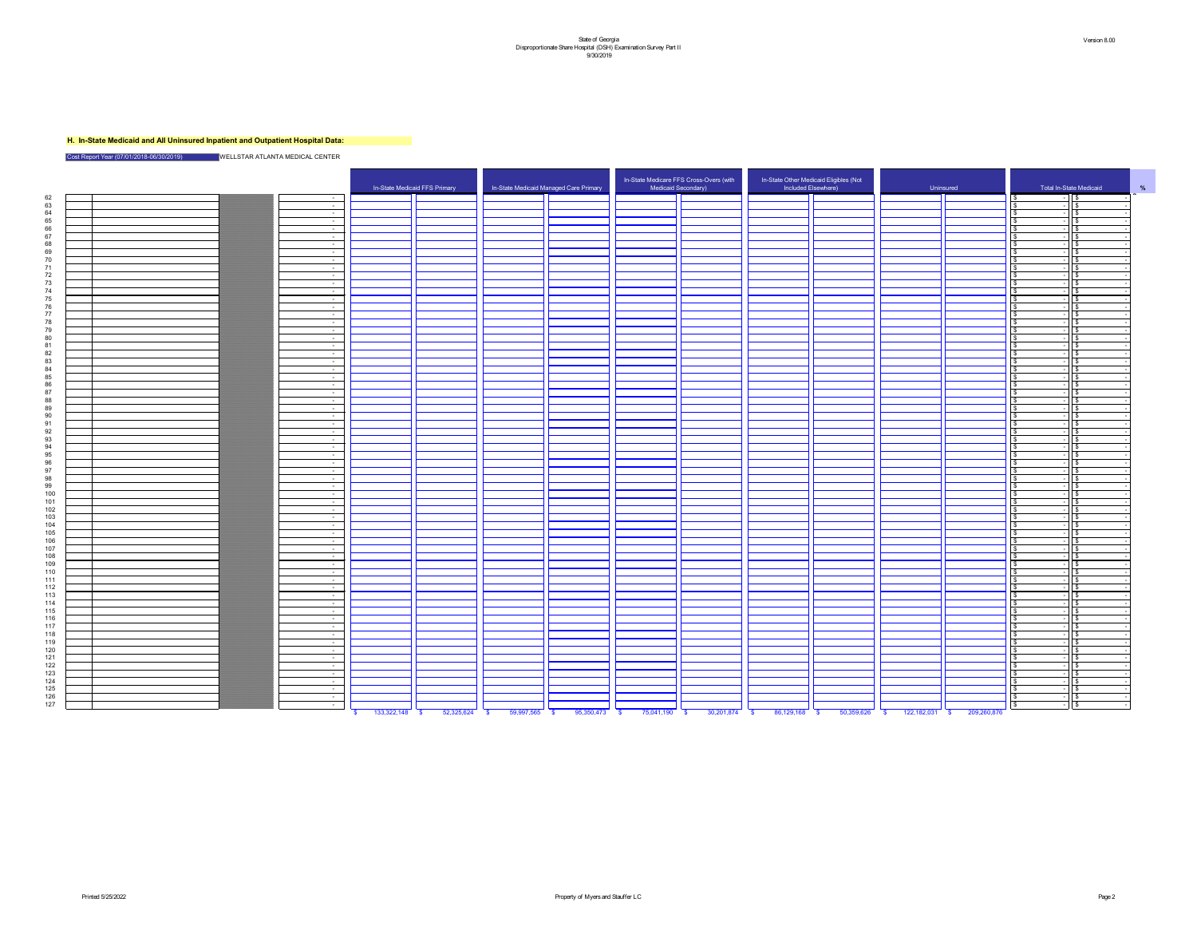### H. In-State Medicaid and All Uninsured Inpatient and Outpatient Hospital Data:

Cost Report Year (07/01/2018-06/30/2019) WELLSTAR ATLANTA MEDICAL CENTER

| Line | | | | | In-State Medicaid FFS Primary | | In-State Medicaid Managed Care Primary | | In-State Medicare FFS Cross-Overs (with Medicaid Secondary) | | In-State Other Medicaid Eligibles (Not Included Elsewhere) | | Uninsured | | Total In-State Medicaid | | % |
|---|---|---|---|---|---|---|---|---|---|---|---|---|---|---|---|---|---|
| 62 | | | | - | | | | | | | | | | | $ - | $ - | |
| 63 | | | | - | | | | | | | | | | | $ - | $ - | |
| 64 | | | | - | | | | | | | | | | | $ - | $ - | |
| 65 | | | | - | | | | | | | | | | | $ - | $ - | |
| 66 | | | | - | | | | | | | | | | | $ - | $ - | |
| 67 | | | | - | | | | | | | | | | | $ - | $ - | |
| 68 | | | | - | | | | | | | | | | | $ - | $ - | |
| 69 | | | | - | | | | | | | | | | | $ - | $ - | |
| 70 | | | | - | | | | | | | | | | | $ - | $ - | |
| 71 | | | | - | | | | | | | | | | | $ - | $ - | |
| 72 | | | | - | | | | | | | | | | | $ - | $ - | |
| 73 | | | | - | | | | | | | | | | | $ - | $ - | |
| 74 | | | | - | | | | | | | | | | | $ - | $ - | |
| 75 | | | | - | | | | | | | | | | | $ - | $ - | |
| 76 | | | | - | | | | | | | | | | | $ - | $ - | |
| 77 | | | | - | | | | | | | | | | | $ - | $ - | |
| 78 | | | | - | | | | | | | | | | | $ - | $ - | |
| 79 | | | | - | | | | | | | | | | | $ - | $ - | |
| 80 | | | | - | | | | | | | | | | | $ - | $ - | |
| 81 | | | | - | | | | | | | | | | | $ - | $ - | |
| 82 | | | | - | | | | | | | | | | | $ - | $ - | |
| 83 | | | | - | | | | | | | | | | | $ - | $ - | |
| 84 | | | | - | | | | | | | | | | | $ - | $ - | |
| 85 | | | | - | | | | | | | | | | | $ - | $ - | |
| 86 | | | | - | | | | | | | | | | | $ - | $ - | |
| 87 | | | | - | | | | | | | | | | | $ - | $ - | |
| 88 | | | | - | | | | | | | | | | | $ - | $ - | |
| 89 | | | | - | | | | | | | | | | | $ - | $ - | |
| 90 | | | | - | | | | | | | | | | | $ - | $ - | |
| 91 | | | | - | | | | | | | | | | | $ - | $ - | |
| 92 | | | | - | | | | | | | | | | | $ - | $ - | |
| 93 | | | | - | | | | | | | | | | | $ - | $ - | |
| 94 | | | | - | | | | | | | | | | | $ - | $ - | |
| 95 | | | | - | | | | | | | | | | | $ - | $ - | |
| 96 | | | | - | | | | | | | | | | | $ - | $ - | |
| 97 | | | | - | | | | | | | | | | | $ - | $ - | |
| 98 | | | | - | | | | | | | | | | | $ - | $ - | |
| 99 | | | | - | | | | | | | | | | | $ - | $ - | |
| 100 | | | | - | | | | | | | | | | | $ - | $ - | |
| 101 | | | | - | | | | | | | | | | | $ - | $ - | |
| 102 | | | | - | | | | | | | | | | | $ - | $ - | |
| 103 | | | | - | | | | | | | | | | | $ - | $ - | |
| 104 | | | | - | | | | | | | | | | | $ - | $ - | |
| 105 | | | | - | | | | | | | | | | | $ - | $ - | |
| 106 | | | | - | | | | | | | | | | | $ - | $ - | |
| 107 | | | | - | | | | | | | | | | | $ - | $ - | |
| 108 | | | | - | | | | | | | | | | | $ - | $ - | |
| 109 | | | | - | | | | | | | | | | | $ - | $ - | |
| 110 | | | | - | | | | | | | | | | | $ - | $ - | |
| 111 | | | | - | | | | | | | | | | | $ - | $ - | |
| 112 | | | | - | | | | | | | | | | | $ - | $ - | |
| 113 | | | | - | | | | | | | | | | | $ - | $ - | |
| 114 | | | | - | | | | | | | | | | | $ - | $ - | |
| 115 | | | | - | | | | | | | | | | | $ - | $ - | |
| 116 | | | | - | | | | | | | | | | | $ - | $ - | |
| 117 | | | | - | | | | | | | | | | | $ - | $ - | |
| 118 | | | | - | | | | | | | | | | | $ - | $ - | |
| 119 | | | | - | | | | | | | | | | | $ - | $ - | |
| 120 | | | | - | | | | | | | | | | | $ - | $ - | |
| 121 | | | | - | | | | | | | | | | | $ - | $ - | |
| 122 | | | | - | | | | | | | | | | | $ - | $ - | |
| 123 | | | | - | | | | | | | | | | | $ - | $ - | |
| 124 | | | | - | | | | | | | | | | | $ - | $ - | |
| 125 | | | | - | | | | | | | | | | | $ - | $ - | |
| 126 | | | | - | | | | | | | | | | | $ - | $ - | |
| 127 | | | | - | | | | | | | | | | | $ - | $ - | |
| | | | | | $ 133,322,148 | $ 52,325,624 | $ 59,997,565 | $ 95,350,473 | $ 75,041,190 | $ 30,201,874 | $ 86,129,168 | $ 50,359,626 | $ 122,182,031 | $ 209,260,876 | | | |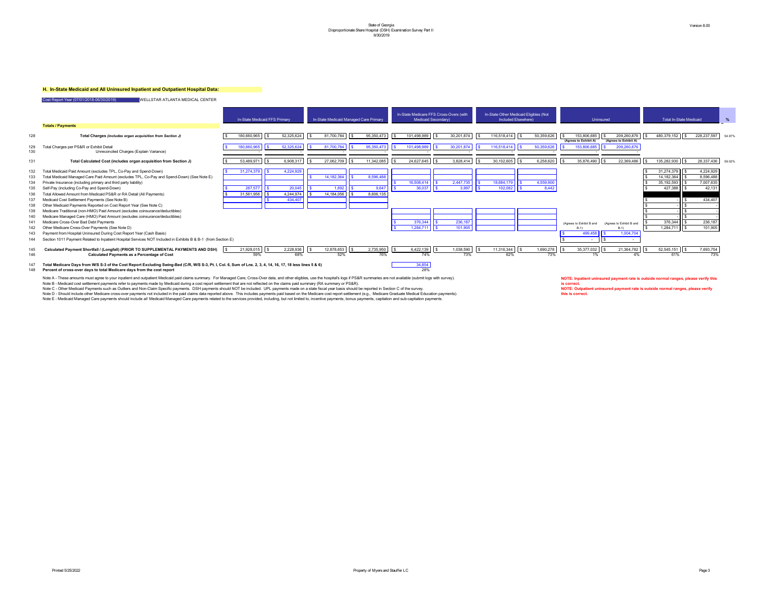State of Georgia
Disproportionate Share Hospital (DSH) Examination Survey Part II
9/30/2019

Version 8.00

## H. In-State Medicaid and All Uninsured Inpatient and Outpatient Hospital Data:

Cost Report Year (07/01/2018-06/30/2019) WELLSTAR ATLANTA MEDICAL CENTER

| Line | Totals / Payments | In-State Medicaid FFS Primary | | In-State Medicaid Managed Care Primary | | In-State Medicare FFS Cross-Overs (with Medicaid Secondary) | | In-State Other Medicaid Eligibles (Not Included Elsewhere) | | Uninsured | | Total In-State Medicaid | | % |
|---|---|---|---|---|---|---|---|---|---|---|---|---|---|---|
| 128 | **Total Charges** *(includes organ acquisition from Section J)* | $ 180,660,965 | $ 52,325,624 | $ 81,700,784 | $ 95,350,473 | $ 101,498,989 | $ 30,201,874 | $ 116,518,414 | $ 50,359,626 | $ 153,806,685 (Agrees to Exhibit A) | $ 209,260,876 (Agrees to Exhibit A) | $ 480,379,152 | $ 228,237,597 | 54.97% |
| 129 | Total Charges per PS&R or Exhibit Detail | $ 180,660,965 | $ 52,325,624 | $ 81,700,784 | $ 95,350,473 | $ 101,498,989 | $ 30,201,874 | $ 116,518,414 | $ 50,359,626 | $ 153,806,685 | $ 209,260,876 | | | |
| 130 | Unreconciled Charges (Explain Variance) | - | - | - | - | - | - | - | - | - | - | | | |
| 131 | **Total Calculated Cost (includes organ acquisition from Section J)** | $ 53,489,971 | $ 6,908,317 | $ 27,062,709 | $ 11,342,085 | $ 24,627,645 | $ 3,828,414 | $ 30,102,605 | $ 6,258,620 | $ 35,876,490 | $ 22,369,486 | $ 135,282,930 | $ 28,337,436 | 59.02% |
| 132 | Total Medicaid Paid Amount (excludes TPL, Co-Pay and Spend-Down) | $ 31,274,379 | $ 4,224,929 | | | | | | | | | $ 31,274,379 | $ 4,224,929 | |
| 133 | Total Medicaid Managed Care Paid Amount (excludes TPL, Co-Pay and Spend-Down) (See Note E) | | | $ 14,182,364 | $ 8,596,488 | | | | | | | $ 14,182,364 | $ 8,596,488 | |
| 134 | Private Insurance (including primary and third party liability) | | | | | $ 16,508,414 | $ 2,447,735 | $ 18,684,179 | $ 4,559,900 | | | $ 35,192,593 | $ 7,007,635 | |
| 135 | Self-Pay (including Co-Pay and Spend-Down) | $ 287,577 | $ 20,045 | $ 1,692 | $ 9,647 | $ 36,037 | $ 3,997 | $ 102,082 | $ 8,442 | | | $ 427,388 | $ 42,131 | |
| 136 | Total Allowed Amount from Medicaid PS&R or RA Detail (All Payments) | $ 31,561,956 | $ 4,244,974 | $ 14,184,056 | $ 8,606,135 | | | | | | | | | |
| 137 | Medicaid Cost Settlement Payments (See Note B) | | $ 434,407 | | | | | | | | | $ - | $ 434,407 | |
| 138 | Other Medicaid Payments Reported on Cost Report Year (See Note C) | | | | | | | | | | | $ - | $ - | |
| 139 | Medicare Traditional (non-HMO) Paid Amount (excludes coinsurance/deductibles) | | | | | | | | | | | $ - | $ - | |
| 140 | Medicare Managed Care (HMO) Paid Amount (excludes coinsurance/deductibles) | | | | | | | | | | | $ - | $ - | |
| 141 | Medicare Cross-Over Bad Debt Payments | | | | | $ 376,344 | $ 236,187 | | | (Agrees to Exhibit B and B-1) | (Agrees to Exhibit B and B-1) | $ 376,344 | $ 236,187 | |
| 142 | Other Medicare Cross-Over Payments (See Note D) | | | | | $ 1,284,711 | $ 101,905 | | | | | $ 1,284,711 | $ 101,905 | |
| 143 | Payment from Hospital Uninsured During Cost Report Year (Cash Basis) | | | | | | | | | $ 499,458 | $ 1,004,704 | | | |
| 144 | Section 1011 Payment Related to Inpatient Hospital Services NOT Included in Exhibits B & B-1 (from Section E) | | | | | | | | | $ - | $ - | | | |
| 145 | **Calculated Payment Shortfall / (Longfall) (PRIOR TO SUPPLEMENTAL PAYMENTS AND DSH)** | $ 21,928,015 | $ 2,228,936 | $ 12,878,653 | $ 2,735,950 | $ 6,422,139 | $ 1,038,590 | $ 11,316,344 | $ 1,690,278 | $ 35,377,032 | $ 21,364,782 | $ 52,545,151 | $ 7,693,754 | |
| 146 | **Calculated Payments as a Percentage of Cost** | 59% | 68% | 52% | 76% | 74% | 73% | 62% | 73% | 1% | 4% | 61% | 73% | |

| Line | | |
|---|---|---|
| 147 | **Total Medicare Days from W/S S-3 of the Cost Report Excluding Swing-Bed (C/R, W/S S-3, Pt. I, Col. 6, Sum of Lns. 2, 3, 4, 14, 16, 17, 18 less lines 5 & 6)** | 34,854 |
| 148 | **Percent of cross-over days to total Medicare days from the cost report** | 28% |

Note A - These amounts must agree to your inpatient and outpatient Medicaid paid claims summary. For Managed Care, Cross-Over data, and other eligibles, use the hospital's logs if PS&R summaries are not available (submit logs with survey).
Note B - Medicaid cost settlement payments refer to payments made by Medicaid during a cost report settlement that are not reflected on the claims paid summary (RA summary or PS&R).
Note C - Other Medicaid Payments such as Outliers and Non-Claim Specific payments. DSH payments should NOT be included. UPL payments made on a state fiscal year basis should be reported in Section C of the survey.
Note D - Should include other Medicare cross-over payments not included in the paid claims data reported above. This includes payments paid based on the Medicare cost report settlement (e.g., Medicare Graduate Medical Education payments).
Note E - Medicaid Managed Care payments should include *all* Medicaid Managed Care payments related to the services provided, including, but not limited to, incentive payments, bonus payments, capitation and sub-capitation payments.

**NOTE: Inpatient uninsured payment rate is outside normal ranges, please verify this is correct.**
**NOTE: Outpatient uninsured payment rate is outside normal ranges, please verify this is correct.**

Printed 5/25/2022 Property of Myers and Stauffer LC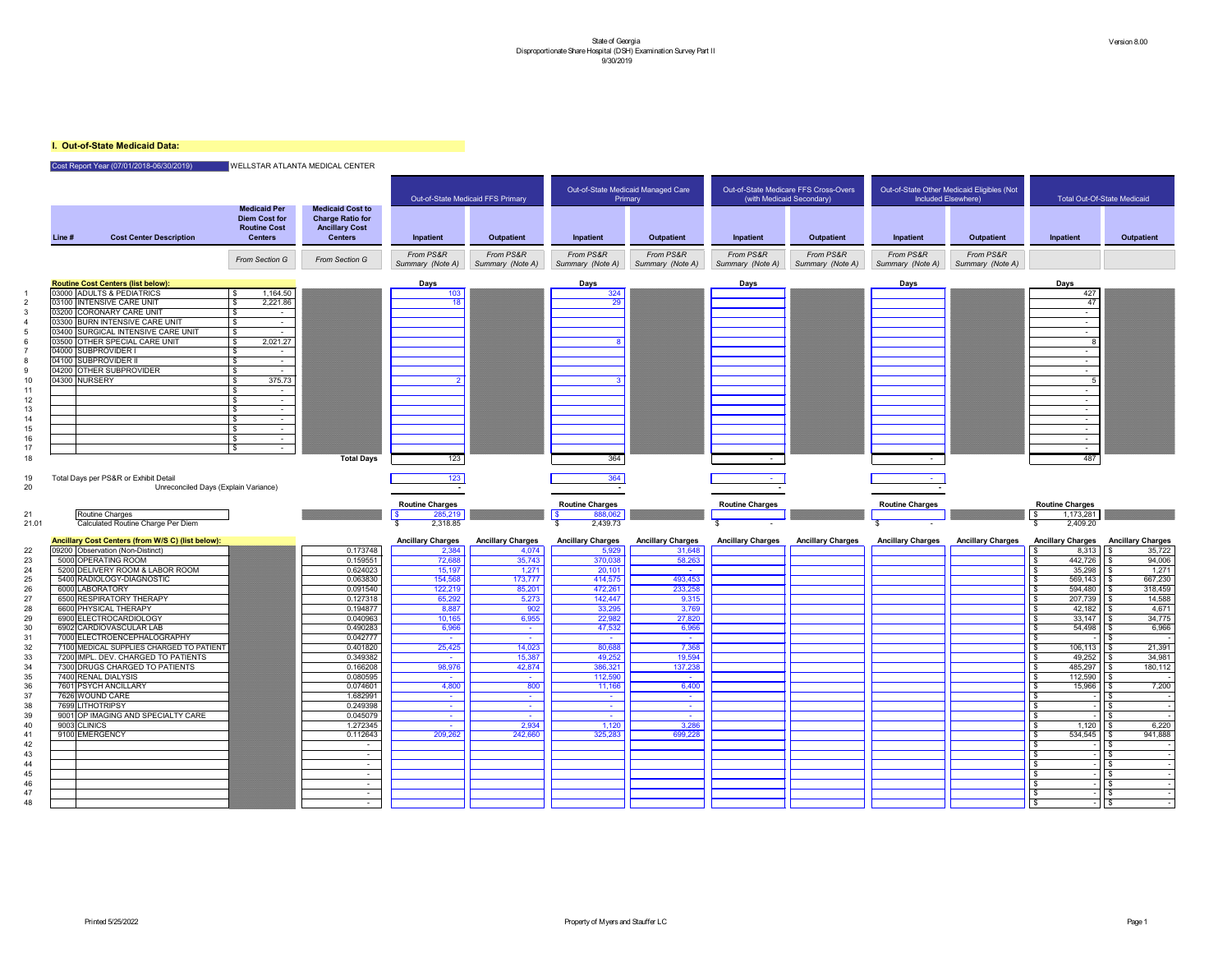State of Georgia
Disproportionate Share Hospital (DSH) Examination Survey Part II
9/30/2019

Version 8.00

## I. Out-of-State Medicaid Data:

Cost Report Year (07/01/2018-06/30/2019) WELLSTAR ATLANTA MEDICAL CENTER

| Line # | Cost Center Description | Medicaid Per Diem Cost for Routine Cost Centers | Medicaid Cost to Charge Ratio for Ancillary Cost Centers | Out-of-State Medicaid FFS Primary | | Out-of-State Medicaid Managed Care Primary | | Out-of-State Medicare FFS Cross-Overs (with Medicaid Secondary) | | Out-of-State Other Medicaid Eligibles (Not Included Elsewhere) | | Total Out-Of-State Medicaid | |
|---|---|---|---|---|---|---|---|---|---|---|---|---|---|
| | | | | Inpatient | Outpatient | Inpatient | Outpatient | Inpatient | Outpatient | Inpatient | Outpatient | Inpatient | Outpatient |
| | | From Section G | From Section G | From PS&R Summary (Note A) | From PS&R Summary (Note A) | From PS&R Summary (Note A) | From PS&R Summary (Note A) | From PS&R Summary (Note A) | From PS&R Summary (Note A) | From PS&R Summary (Note A) | From PS&R Summary (Note A) | | |
| | **Routine Cost Centers (list below):** | | | Days | | Days | | Days | | Days | | Days | |
| 1 | 03000 ADULTS & PEDIATRICS | $ 1,164.50 | | 103 | | 324 | | | | | | 427 | |
| 2 | 03100 INTENSIVE CARE UNIT | $ 2,221.86 | | 18 | | 29 | | | | | | 47 | |
| 3 | 03200 CORONARY CARE UNIT | $ - | | | | | | | | | | - | |
| 4 | 03300 BURN INTENSIVE CARE UNIT | $ - | | | | | | | | | | - | |
| 5 | 03400 SURGICAL INTENSIVE CARE UNIT | $ - | | | | | | | | | | - | |
| 6 | 03500 OTHER SPECIAL CARE UNIT | $ 2,021.27 | | | | 8 | | | | | | 8 | |
| 7 | 04000 SUBPROVIDER I | $ - | | | | | | | | | | - | |
| 8 | 04100 SUBPROVIDER II | $ - | | | | | | | | | | - | |
| 9 | 04200 OTHER SUBPROVIDER | $ - | | | | | | | | | | - | |
| 10 | 04300 NURSERY | $ 375.73 | | 2 | | 3 | | | | | | 5 | |
| 11 | | $ - | | | | | | | | | | - | |
| 12 | | $ - | | | | | | | | | | - | |
| 13 | | $ - | | | | | | | | | | - | |
| 14 | | $ - | | | | | | | | | | - | |
| 15 | | $ - | | | | | | | | | | - | |
| 16 | | $ - | | | | | | | | | | - | |
| 17 | | $ - | | | | | | | | | | - | |
| 18 | | | Total Days | 123 | | 364 | | - | | - | | 487 | |
| 19 | Total Days per PS&R or Exhibit Detail | | | 123 | | 364 | | - | | - | | | |
| 20 | Unreconciled Days (Explain Variance) | | | - | | - | | - | | - | | | |
| | | | | Routine Charges | | Routine Charges | | Routine Charges | | Routine Charges | | Routine Charges | |
| 21 | Routine Charges | | | $ 285,219 | | $ 888,062 | | | | | | $ 1,173,281 | |
| 21.01 | Calculated Routine Charge Per Diem | | | $ 2,318.85 | | $ 2,439.73 | | $ - | | $ - | | $ 2,409.20 | |
| | **Ancillary Cost Centers (from W/S C) (list below):** | | | Ancillary Charges | Ancillary Charges | Ancillary Charges | Ancillary Charges | Ancillary Charges | Ancillary Charges | Ancillary Charges | Ancillary Charges | Ancillary Charges | Ancillary Charges |
| 22 | 09200 Observation (Non-Distinct) | | 0.173748 | 2,384 | 4,074 | 5,929 | 31,648 | | | | | $ 8,313 | $ 35,722 |
| 23 | 5000 OPERATING ROOM | | 0.159551 | 72,688 | 35,743 | 370,038 | 58,263 | | | | | $ 442,726 | $ 94,006 |
| 24 | 5200 DELIVERY ROOM & LABOR ROOM | | 0.624023 | 15,197 | 1,271 | 20,101 | - | | | | | $ 35,298 | $ 1,271 |
| 25 | 5400 RADIOLOGY-DIAGNOSTIC | | 0.063830 | 154,568 | 173,777 | 414,575 | 493,453 | | | | | $ 569,143 | $ 667,230 |
| 26 | 6000 LABORATORY | | 0.091540 | 122,219 | 85,201 | 472,261 | 233,258 | | | | | $ 594,480 | $ 318,459 |
| 27 | 6500 RESPIRATORY THERAPY | | 0.127318 | 65,292 | 5,273 | 142,447 | 9,315 | | | | | $ 207,739 | $ 14,588 |
| 28 | 6600 PHYSICAL THERAPY | | 0.194877 | 8,887 | 902 | 33,295 | 3,769 | | | | | $ 42,182 | $ 4,671 |
| 29 | 6900 ELECTROCARDIOLOGY | | 0.040963 | 10,165 | 6,955 | 22,982 | 27,820 | | | | | $ 33,147 | $ 34,775 |
| 30 | 6902 CARDIOVASCULAR LAB | | 0.490283 | 6,966 | - | 47,532 | 6,966 | | | | | $ 54,498 | $ 6,966 |
| 31 | 7000 ELECTROENCEPHALOGRAPHY | | 0.042777 | - | - | - | - | | | | | $ - | $ - |
| 32 | 7100 MEDICAL SUPPLIES CHARGED TO PATIENT | | 0.401820 | 25,425 | 14,023 | 80,688 | 7,368 | | | | | $ 106,113 | $ 21,391 |
| 33 | 7200 IMPL. DEV. CHARGED TO PATIENTS | | 0.349382 | - | 15,387 | 49,252 | 19,594 | | | | | $ 49,252 | $ 34,981 |
| 34 | 7300 DRUGS CHARGED TO PATIENTS | | 0.166208 | 98,976 | 42,874 | 386,321 | 137,238 | | | | | $ 485,297 | $ 180,112 |
| 35 | 7400 RENAL DIALYSIS | | 0.080595 | - | - | 112,590 | - | | | | | $ 112,590 | $ - |
| 36 | 7601 PSYCH ANCILLARY | | 0.074601 | 4,800 | 800 | 11,166 | 6,400 | | | | | $ 15,966 | $ 7,200 |
| 37 | 7626 WOUND CARE | | 1.682991 | - | - | - | - | | | | | $ - | $ - |
| 38 | 7699 LITHOTRIPSY | | 0.249398 | - | - | - | - | | | | | $ - | $ - |
| 39 | 9001 OP IMAGING AND SPECIALTY CARE | | 0.045079 | - | - | - | - | | | | | $ - | $ - |
| 40 | 9003 CLINICS | | 1.272345 | - | 2,934 | 1,120 | 3,286 | | | | | $ 1,120 | $ 6,220 |
| 41 | 9100 EMERGENCY | | 0.112643 | 209,262 | 242,660 | 325,283 | 699,228 | | | | | $ 534,545 | $ 941,888 |
| 42 | | | - | | | | | | | | | $ - | $ - |
| 43 | | | - | | | | | | | | | $ - | $ - |
| 44 | | | - | | | | | | | | | $ - | $ - |
| 45 | | | - | | | | | | | | | $ - | $ - |
| 46 | | | - | | | | | | | | | $ - | $ - |
| 47 | | | - | | | | | | | | | $ - | $ - |
| 48 | | | - | | | | | | | | | $ - | $ - |

Printed 5/25/2022 Property of Myers and Stauffer LC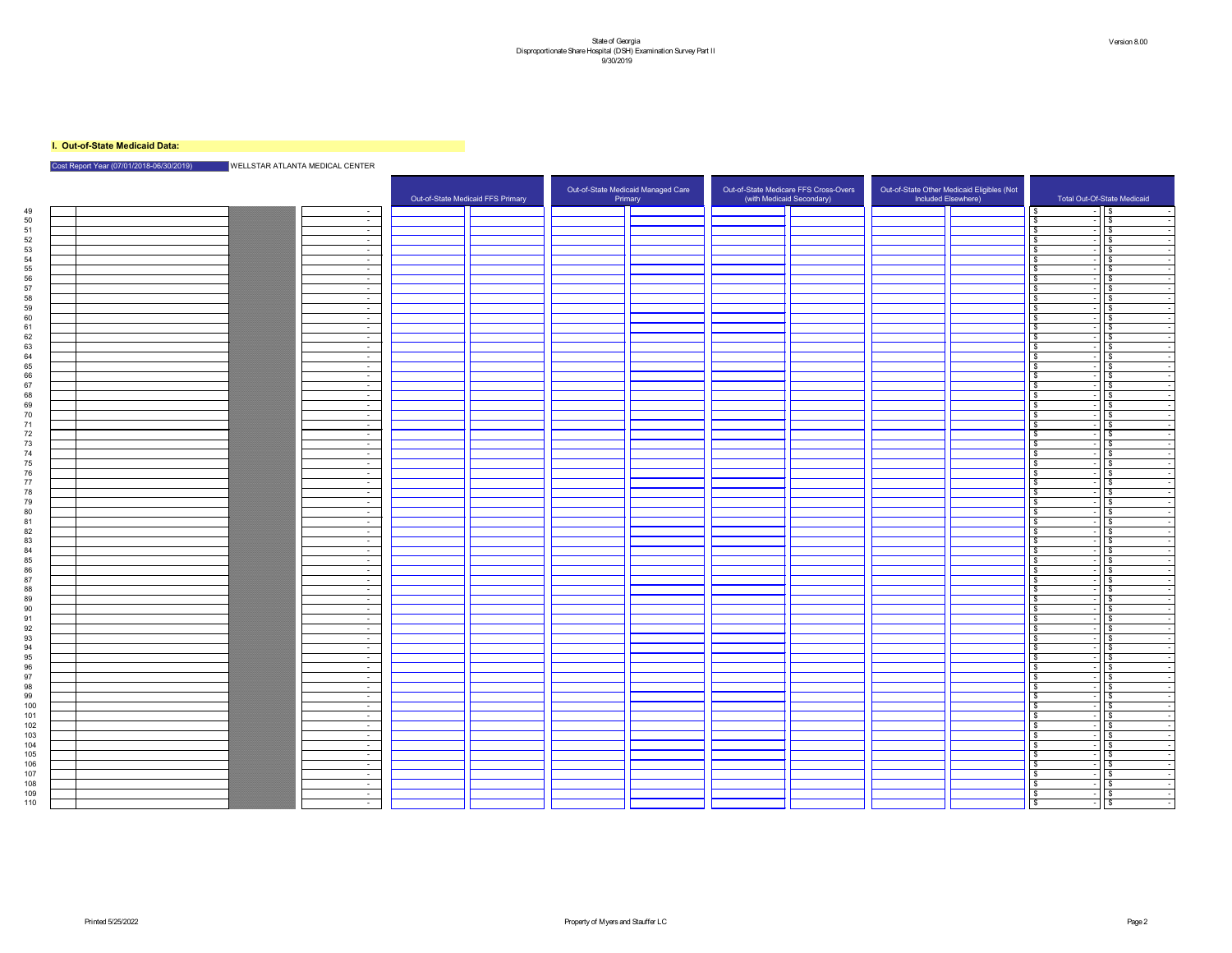State of Georgia
Disproportionate Share Hospital (DSH) Examination Survey Part II
9/30/2019

Version 8.00

**I. Out-of-State Medicaid Data:**

Cost Report Year (07/01/2018-06/30/2019) WELLSTAR ATLANTA MEDICAL CENTER

| Line | | | | | Out-of-State Medicaid FFS Primary | | Out-of-State Medicaid Managed Care Primary | | Out-of-State Medicare FFS Cross-Overs (with Medicaid Secondary) | | Out-of-State Other Medicaid Eligibles (Not Included Elsewhere) | | Total Out-Of-State Medicaid | |
|---|---|---|---|---|---|---|---|---|---|---|---|---|---|---|
| 49 | | | | - | | | | | | | | | $ - | $ - |
| 50 | | | | - | | | | | | | | | $ - | $ - |
| 51 | | | | - | | | | | | | | | $ - | $ - |
| 52 | | | | - | | | | | | | | | $ - | $ - |
| 53 | | | | - | | | | | | | | | $ - | $ - |
| 54 | | | | - | | | | | | | | | $ - | $ - |
| 55 | | | | - | | | | | | | | | $ - | $ - |
| 56 | | | | - | | | | | | | | | $ - | $ - |
| 57 | | | | - | | | | | | | | | $ - | $ - |
| 58 | | | | - | | | | | | | | | $ - | $ - |
| 59 | | | | - | | | | | | | | | $ - | $ - |
| 60 | | | | - | | | | | | | | | $ - | $ - |
| 61 | | | | - | | | | | | | | | $ - | $ - |
| 62 | | | | - | | | | | | | | | $ - | $ - |
| 63 | | | | - | | | | | | | | | $ - | $ - |
| 64 | | | | - | | | | | | | | | $ - | $ - |
| 65 | | | | - | | | | | | | | | $ - | $ - |
| 66 | | | | - | | | | | | | | | $ - | $ - |
| 67 | | | | - | | | | | | | | | $ - | $ - |
| 68 | | | | - | | | | | | | | | $ - | $ - |
| 69 | | | | - | | | | | | | | | $ - | $ - |
| 70 | | | | - | | | | | | | | | $ - | $ - |
| 71 | | | | - | | | | | | | | | $ - | $ - |
| 72 | | | | - | | | | | | | | | $ - | $ - |
| 73 | | | | - | | | | | | | | | $ - | $ - |
| 74 | | | | - | | | | | | | | | $ - | $ - |
| 75 | | | | - | | | | | | | | | $ - | $ - |
| 76 | | | | - | | | | | | | | | $ - | $ - |
| 77 | | | | - | | | | | | | | | $ - | $ - |
| 78 | | | | - | | | | | | | | | $ - | $ - |
| 79 | | | | - | | | | | | | | | $ - | $ - |
| 80 | | | | - | | | | | | | | | $ - | $ - |
| 81 | | | | - | | | | | | | | | $ - | $ - |
| 82 | | | | - | | | | | | | | | $ - | $ - |
| 83 | | | | - | | | | | | | | | $ - | $ - |
| 84 | | | | - | | | | | | | | | $ - | $ - |
| 85 | | | | - | | | | | | | | | $ - | $ - |
| 86 | | | | - | | | | | | | | | $ - | $ - |
| 87 | | | | - | | | | | | | | | $ - | $ - |
| 88 | | | | - | | | | | | | | | $ - | $ - |
| 89 | | | | - | | | | | | | | | $ - | $ - |
| 90 | | | | - | | | | | | | | | $ - | $ - |
| 91 | | | | - | | | | | | | | | $ - | $ - |
| 92 | | | | - | | | | | | | | | $ - | $ - |
| 93 | | | | - | | | | | | | | | $ - | $ - |
| 94 | | | | - | | | | | | | | | $ - | $ - |
| 95 | | | | - | | | | | | | | | $ - | $ - |
| 96 | | | | - | | | | | | | | | $ - | $ - |
| 97 | | | | - | | | | | | | | | $ - | $ - |
| 98 | | | | - | | | | | | | | | $ - | $ - |
| 99 | | | | - | | | | | | | | | $ - | $ - |
| 100 | | | | - | | | | | | | | | $ - | $ - |
| 101 | | | | - | | | | | | | | | $ - | $ - |
| 102 | | | | - | | | | | | | | | $ - | $ - |
| 103 | | | | - | | | | | | | | | $ - | $ - |
| 104 | | | | - | | | | | | | | | $ - | $ - |
| 105 | | | | - | | | | | | | | | $ - | $ - |
| 106 | | | | - | | | | | | | | | $ - | $ - |
| 107 | | | | - | | | | | | | | | $ - | $ - |
| 108 | | | | - | | | | | | | | | $ - | $ - |
| 109 | | | | - | | | | | | | | | $ - | $ - |
| 110 | | | | - | | | | | | | | | $ - | $ - |

Printed 5/25/2022

Property of Myers and Stauffer LC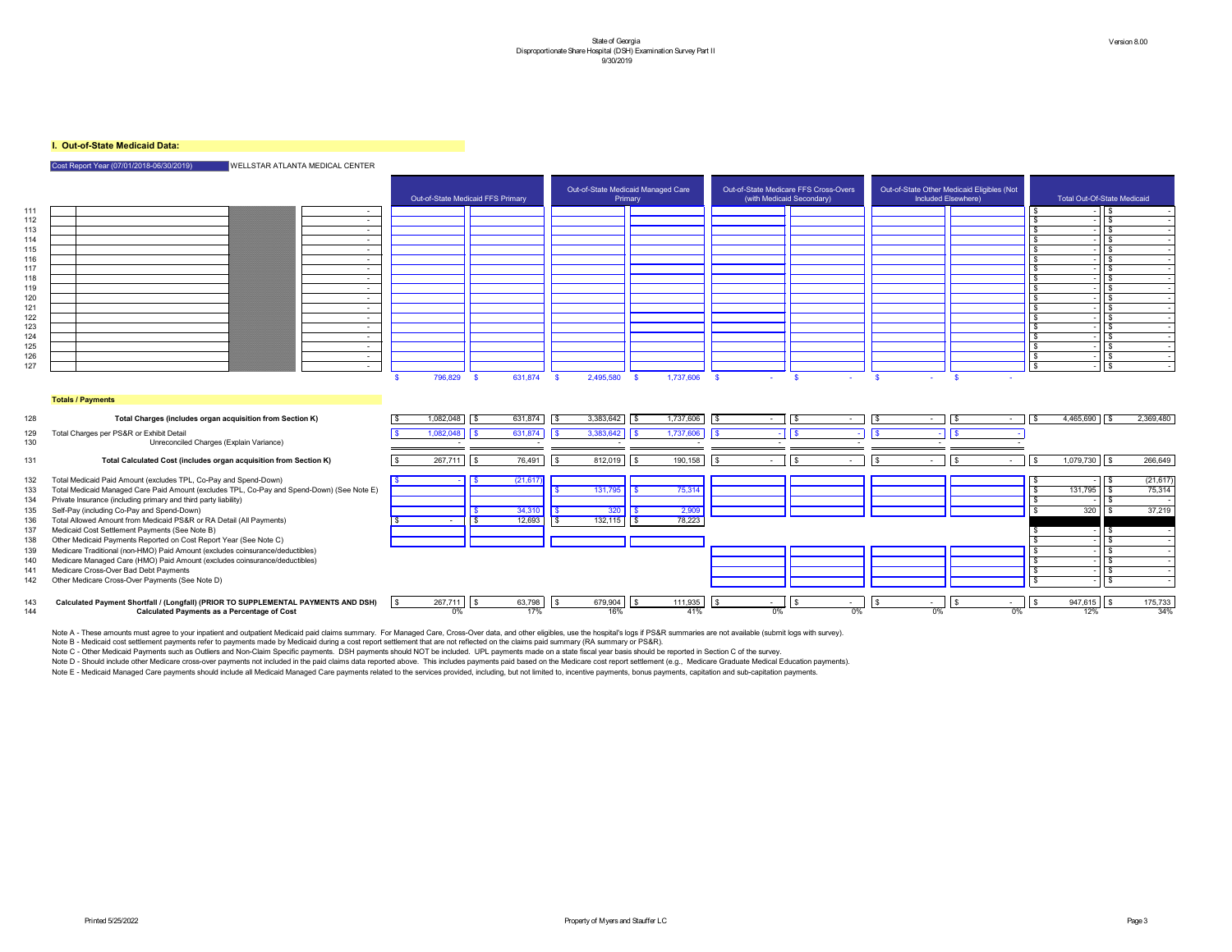State of Georgia
Disproportionate Share Hospital (DSH) Examination Survey Part II
9/30/2019

Version 8.00

## I. Out-of-State Medicaid Data:

Cost Report Year (07/01/2018-06/30/2019) WELLSTAR ATLANTA MEDICAL CENTER

| | | | | | Out-of-State Medicaid FFS Primary | | Out-of-State Medicaid Managed Care Primary | | Out-of-State Medicare FFS Cross-Overs (with Medicaid Secondary) | | Out-of-State Other Medicaid Eligibles (Not Included Elsewhere) | | Total Out-Of-State Medicaid | |
|---|---|---|---|---|---|---|---|---|---|---|---|---|---|---|
| 111 | | | | - | | | | | | | | | $ - | $ - |
| 112 | | | | - | | | | | | | | | $ - | $ - |
| 113 | | | | - | | | | | | | | | $ - | $ - |
| 114 | | | | - | | | | | | | | | $ - | $ - |
| 115 | | | | - | | | | | | | | | $ - | $ - |
| 116 | | | | - | | | | | | | | | $ - | $ - |
| 117 | | | | - | | | | | | | | | $ - | $ - |
| 118 | | | | - | | | | | | | | | $ - | $ - |
| 119 | | | | - | | | | | | | | | $ - | $ - |
| 120 | | | | - | | | | | | | | | $ - | $ - |
| 121 | | | | - | | | | | | | | | $ - | $ - |
| 122 | | | | - | | | | | | | | | $ - | $ - |
| 123 | | | | - | | | | | | | | | $ - | $ - |
| 124 | | | | - | | | | | | | | | $ - | $ - |
| 125 | | | | - | | | | | | | | | $ - | $ - |
| 126 | | | | - | | | | | | | | | $ - | $ - |
| 127 | | | | - | | | | | | | | | $ - | $ - |
| | | | | | $ 796,829 | $ 631,874 | $ 2,495,580 | $ 1,737,606 | $ - | $ - | $ - | $ - | | |

### Totals / Payments

| | | Out-of-State Medicaid FFS Primary | | Out-of-State Medicaid Managed Care Primary | | Out-of-State Medicare FFS Cross-Overs (with Medicaid Secondary) | | Out-of-State Other Medicaid Eligibles (Not Included Elsewhere) | | Total Out-Of-State Medicaid | |
|---|---|---|---|---|---|---|---|---|---|---|---|
| 128 | **Total Charges (includes organ acquisition from Section K)** | $ 1,082,048 | $ 631,874 | $ 3,383,642 | $ 1,737,606 | $ - | $ - | $ - | $ - | $ 4,465,690 | $ 2,369,480 |
| 129 | Total Charges per PS&R or Exhibit Detail | $ 1,082,048 | $ 631,874 | $ 3,383,642 | $ 1,737,606 | $ - | $ - | $ - | $ - | | |
| 130 | Unreconciled Charges (Explain Variance) | - | - | - | - | - | - | - | - | | |
| 131 | **Total Calculated Cost (includes organ acquisition from Section K)** | $ 267,711 | $ 76,491 | $ 812,019 | $ 190,158 | $ - | $ - | $ - | $ - | $ 1,079,730 | $ 266,649 |
| 132 | Total Medicaid Paid Amount (excludes TPL, Co-Pay and Spend-Down) | $ - | $ (21,617) | | | | | | | $ - | $ (21,617) |
| 133 | Total Medicaid Managed Care Paid Amount (excludes TPL, Co-Pay and Spend-Down) (See Note E) | | | $ 131,795 | $ 75,314 | | | | | $ 131,795 | $ 75,314 |
| 134 | Private Insurance (including primary and third party liability) | | | | | | | | | $ - | $ - |
| 135 | Self-Pay (including Co-Pay and Spend-Down) | | $ 34,310 | $ 320 | $ 2,909 | | | | | $ 320 | $ 37,219 |
| 136 | Total Allowed Amount from Medicaid PS&R or RA Detail (All Payments) | $ - | $ 12,693 | $ 132,115 | $ 78,223 | | | | | | |
| 137 | Medicaid Cost Settlement Payments (See Note B) | | | | | | | | | $ - | $ - |
| 138 | Other Medicaid Payments Reported on Cost Report Year (See Note C) | | | | | | | | | $ - | $ - |
| 139 | Medicare Traditional (non-HMO) Paid Amount (excludes coinsurance/deductibles) | | | | | | | | | $ - | $ - |
| 140 | Medicare Managed Care (HMO) Paid Amount (excludes coinsurance/deductibles) | | | | | | | | | $ - | $ - |
| 141 | Medicare Cross-Over Bad Debt Payments | | | | | | | | | $ - | $ - |
| 142 | Other Medicare Cross-Over Payments (See Note D) | | | | | | | | | $ - | $ - |
| 143 | **Calculated Payment Shortfall / (Longfall) (PRIOR TO SUPPLEMENTAL PAYMENTS AND DSH)** | $ 267,711 | $ 63,798 | $ 679,904 | $ 111,935 | $ - | $ - | $ - | $ - | $ 947,615 | $ 175,733 |
| 144 | **Calculated Payments as a Percentage of Cost** | 0% | 17% | 16% | 41% | 0% | 0% | 0% | 0% | 12% | 34% |

Note A - These amounts must agree to your inpatient and outpatient Medicaid paid claims summary. For Managed Care, Cross-Over data, and other eligibles, use the hospital's logs if PS&R summaries are not available (submit logs with survey).

Note B - Medicaid cost settlement payments refer to payments made by Medicaid during a cost report settlement that are not reflected on the claims paid summary (RA summary or PS&R).

Note C - Other Medicaid Payments such as Outliers and Non-Claim Specific payments. DSH payments should NOT be included. UPL payments made on a state fiscal year basis should be reported in Section C of the survey.

Note D - Should include other Medicare cross-over payments not included in the paid claims data reported above. This includes payments paid based on the Medicare cost report settlement (e.g., Medicare Graduate Medical Education payments).

Note E - Medicaid Managed Care payments should include all Medicaid Managed Care payments related to the services provided, including, but not limited to, incentive payments, bonus payments, capitation and sub-capitation payments.

Printed 5/25/2022 Property of Myers and Stauffer LC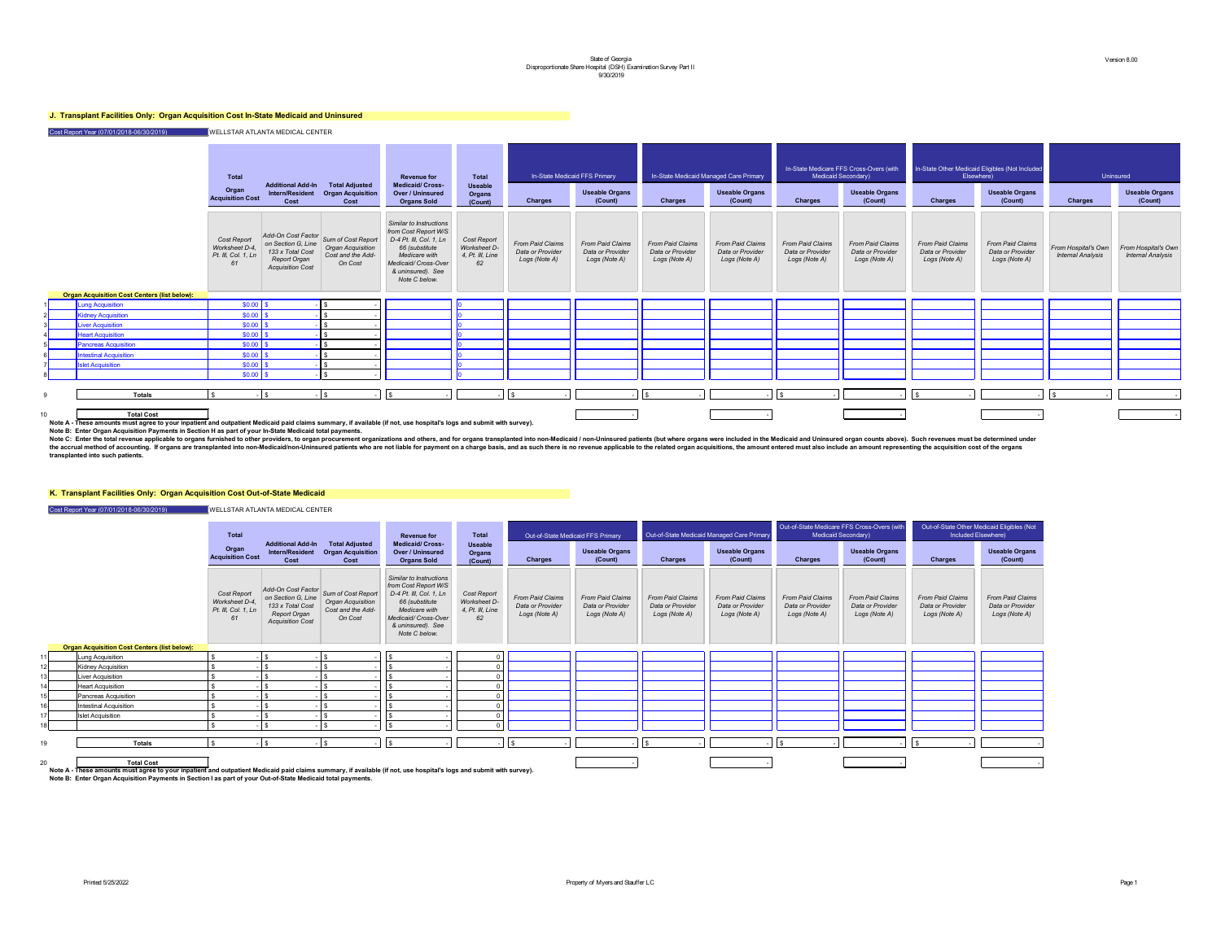State of Georgia
Disproportionate Share Hospital (DSH) Examination Survey Part II
9/30/2019

Version 8.00

## J. Transplant Facilities Only: Organ Acquisition Cost In-State Medicaid and Uninsured

Cost Report Year (07/01/2018-06/30/2019) WELLSTAR ATLANTA MEDICAL CENTER

| | Organ Acquisition Cost Centers (list below): | Total Organ Acquisition Cost | Additional Add-In Intern/Resident Cost | Total Adjusted Organ Acquisition Cost | Revenue for Medicaid/ Cross-Over / Uninsured Organs Sold | Total Useable Organs (Count) | In-State Medicaid FFS Primary | | In-State Medicaid Managed Care Primary | | In-State Medicare FFS Cross-Overs (with Medicaid Secondary) | | In-State Other Medicaid Eligibles (Not Included Elsewhere) | | Uninsured | |
|---|---|---|---|---|---|---|---|---|---|---|---|---|---|---|---|---|
| | | | | | | | Charges | Useable Organs (Count) | Charges | Useable Organs (Count) | Charges | Useable Organs (Count) | Charges | Useable Organs (Count) | Charges | Useable Organs (Count) |
| | | Cost Report Worksheet D-4, Pt. III, Col. 1, Ln 61 | Add-On Cost Factor on Section G, Line 133 x Total Cost Report Organ Acquisition Cost | Sum of Cost Report Organ Acquisition Cost and the Add-On Cost | Similar to Instructions from Cost Report W/S D-4 Pt. III, Col. 1, Ln 66 (substitute Medicare with Medicaid/ Cross-Over & uninsured). See Note C below. | Cost Report Worksheet D-4, Pt. III, Line 62 | From Paid Claims Data or Provider Logs (Note A) | From Paid Claims Data or Provider Logs (Note A) | From Paid Claims Data or Provider Logs (Note A) | From Paid Claims Data or Provider Logs (Note A) | From Paid Claims Data or Provider Logs (Note A) | From Paid Claims Data or Provider Logs (Note A) | From Paid Claims Data or Provider Logs (Note A) | From Paid Claims Data or Provider Logs (Note A) | From Hospital's Own Internal Analysis | From Hospital's Own Internal Analysis |
| 1 | Lung Acquisition | $0.00 | $ - | $ - | | 0 | | | | | | | | | | |
| 2 | Kidney Acquisition | $0.00 | $ - | $ - | | 0 | | | | | | | | | | |
| 3 | Liver Acquisition | $0.00 | $ - | $ - | | 0 | | | | | | | | | | |
| 4 | Heart Acquisition | $0.00 | $ - | $ - | | 0 | | | | | | | | | | |
| 5 | Pancreas Acquisition | $0.00 | $ - | $ - | | 0 | | | | | | | | | | |
| 6 | Intestinal Acquisition | $0.00 | $ - | $ - | | 0 | | | | | | | | | | |
| 7 | Islet Acquisition | $0.00 | $ - | $ - | | 0 | | | | | | | | | | |
| 8 | | $0.00 | $ - | $ - | | 0 | | | | | | | | | | |
| 9 | Totals | $ - | $ - | $ - | $ - | - | $ - | - | $ - | - | $ - | - | $ - | - | $ - | - |
| 10 | Total Cost | | | | | | | - | | - | | - | | - | | - |

Note A - These amounts must agree to your inpatient and outpatient Medicaid paid claims summary, if available (if not, use hospital's logs and submit with survey).
Note B: Enter Organ Acquisition Payments in Section H as part of your In-State Medicaid total payments.
Note C: Enter the total revenue applicable to organs furnished to other providers, to organ procurement organizations and others, and for organs transplanted into non-Medicaid / non-Uninsured patients (but where organs were included in the Medicaid and Uninsured organ counts above). Such revenues must be determined under the accrual method of accounting. If organs are transplanted into non-Medicaid/non-Uninsured patients who are not liable for payment on a charge basis, and as such there is no revenue applicable to the related organ acquisitions, the amount entered must also include an amount representing the acquisition cost of the organs transplanted into such patients.

## K. Transplant Facilities Only: Organ Acquisition Cost Out-of-State Medicaid

Cost Report Year (07/01/2018-06/30/2019) WELLSTAR ATLANTA MEDICAL CENTER

| | Organ Acquisition Cost Centers (list below): | Total Organ Acquisition Cost | Additional Add-In Intern/Resident Cost | Total Adjusted Organ Acquisition Cost | Revenue for Medicaid/ Cross-Over / Uninsured Organs Sold | Total Useable Organs (Count) | Out-of-State Medicaid FFS Primary | | Out-of-State Medicaid Managed Care Primary | | Out-of-State Medicare FFS Cross-Overs (with Medicaid Secondary) | | Out-of-State Other Medicaid Eligibles (Not Included Elsewhere) | |
|---|---|---|---|---|---|---|---|---|---|---|---|---|---|---|
| | | | | | | | Charges | Useable Organs (Count) | Charges | Useable Organs (Count) | Charges | Useable Organs (Count) | Charges | Useable Organs (Count) |
| | | Cost Report Worksheet D-4, Pt. III, Col. 1, Ln 61 | Add-On Cost Factor on Section G, Line 133 x Total Cost Report Organ Acquisition Cost | Sum of Cost Report Organ Acquisition Cost and the Add-On Cost | Similar to Instructions from Cost Report W/S D-4 Pt. III, Col. 1, Ln 66 (substitute Medicare with Medicaid/ Cross-Over & uninsured). See Note C below. | Cost Report Worksheet D-4, Pt. III, Line 62 | From Paid Claims Data or Provider Logs (Note A) | From Paid Claims Data or Provider Logs (Note A) | From Paid Claims Data or Provider Logs (Note A) | From Paid Claims Data or Provider Logs (Note A) | From Paid Claims Data or Provider Logs (Note A) | From Paid Claims Data or Provider Logs (Note A) | From Paid Claims Data or Provider Logs (Note A) | From Paid Claims Data or Provider Logs (Note A) |
| 11 | Lung Acquisition | $ - | $ - | $ - | $ - | 0 | | | | | | | | |
| 12 | Kidney Acquisition | $ - | $ - | $ - | $ - | 0 | | | | | | | | |
| 13 | Liver Acquisition | $ - | $ - | $ - | $ - | 0 | | | | | | | | |
| 14 | Heart Acquisition | $ - | $ - | $ - | $ - | 0 | | | | | | | | |
| 15 | Pancreas Acquisition | $ - | $ - | $ - | $ - | 0 | | | | | | | | |
| 16 | Intestinal Acquisition | $ - | $ - | $ - | $ - | 0 | | | | | | | | |
| 17 | Islet Acquisition | $ - | $ - | $ - | $ - | 0 | | | | | | | | |
| 18 | | $ - | $ - | $ - | $ - | 0 | | | | | | | | |
| 19 | Totals | $ - | $ - | $ - | $ - | - | $ - | - | $ - | - | $ - | - | $ - | - |
| 20 | Total Cost | | | | | | | - | | - | | - | | - |

Note A - These amounts must agree to your inpatient and outpatient Medicaid paid claims summary, if available (if not, use hospital's logs and submit with survey).
Note B: Enter Organ Acquisition Payments in Section I as part of your Out-of-State Medicaid total payments.

Printed 5/25/2022

Property of Myers and Stauffer LC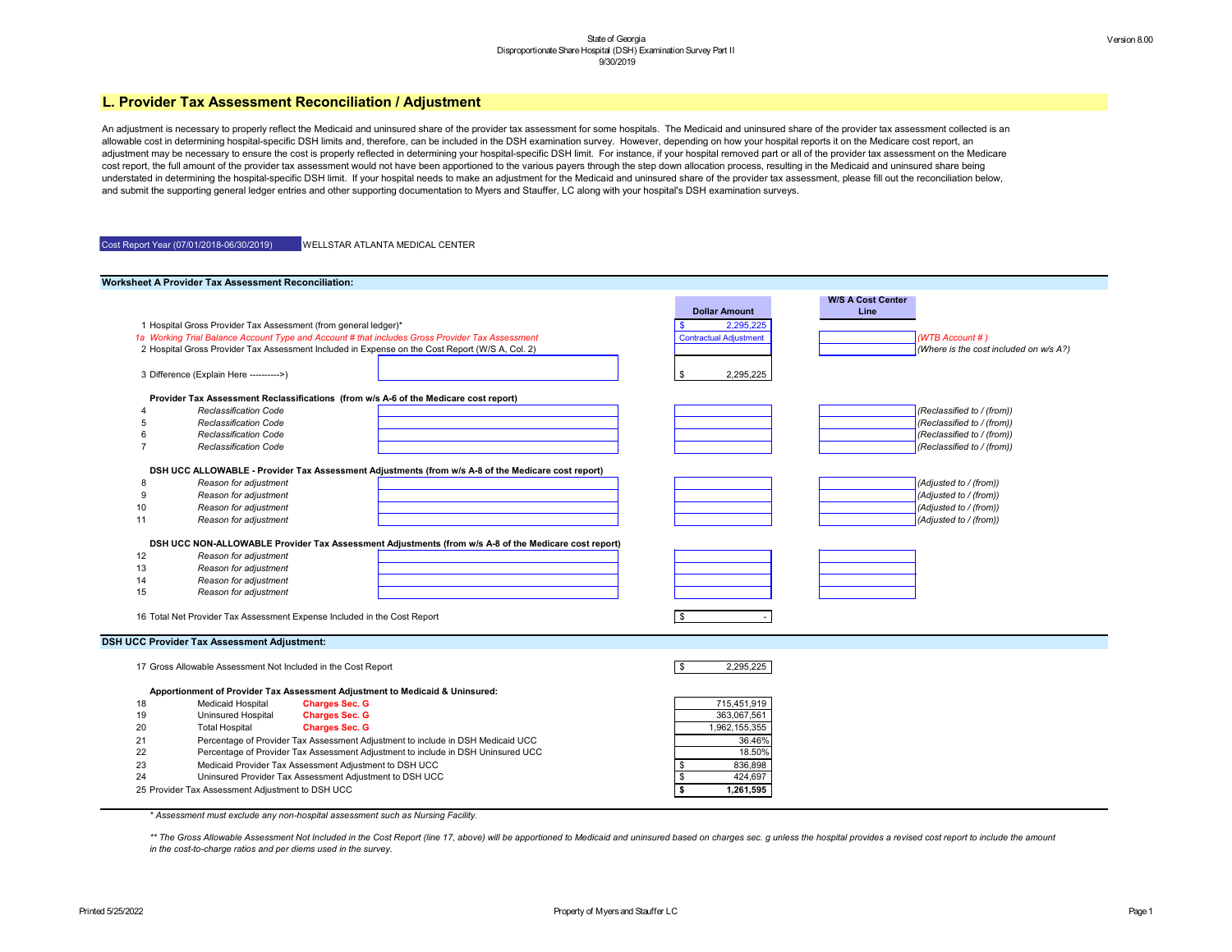State of Georgia
Disproportionate Share Hospital (DSH) Examination Survey Part II
9/30/2019

Version 8.00

## L. Provider Tax Assessment Reconciliation / Adjustment

An adjustment is necessary to properly reflect the Medicaid and uninsured share of the provider tax assessment for some hospitals. The Medicaid and uninsured share of the provider tax assessment collected is an allowable cost in determining hospital-specific DSH limits and, therefore, can be included in the DSH examination survey. However, depending on how your hospital reports it on the Medicare cost report, an adjustment may be necessary to ensure the cost is properly reflected in determining your hospital-specific DSH limit. For instance, if your hospital removed part or all of the provider tax assessment on the Medicare cost report, the full amount of the provider tax assessment would not have been apportioned to the various payers through the step down allocation process, resulting in the Medicaid and uninsured share being understated in determining the hospital-specific DSH limit. If your hospital needs to make an adjustment for the Medicaid and uninsured share of the provider tax assessment, please fill out the reconciliation below, and submit the supporting general ledger entries and other supporting documentation to Myers and Stauffer, LC along with your hospital's DSH examination surveys.

Cost Report Year (07/01/2018-06/30/2019) WELLSTAR ATLANTA MEDICAL CENTER

### Worksheet A Provider Tax Assessment Reconciliation:

| Line | Description | | Dollar Amount | W/S A Cost Center Line | |
|---|---|---|---|---|---|
| 1 | Hospital Gross Provider Tax Assessment (from general ledger)* | | $ 2,295,225 | | |
| 1a | *Working Trial Balance Account Type and Account # that includes Gross Provider Tax Assessment* | | Contractual Adjustment | | *(WTB Account # )* |
| 2 | Hospital Gross Provider Tax Assessment Included in Expense on the Cost Report (W/S A, Col. 2) | | | | *(Where is the cost included on w/s A?)* |
| 3 | Difference (Explain Here ---------->) | | $ 2,295,225 | | |
| | **Provider Tax Assessment Reclassifications (from w/s A-6 of the Medicare cost report)** | | | | |
| 4 | *Reclassification Code* | | | | *(Reclassified to / (from))* |
| 5 | *Reclassification Code* | | | | *(Reclassified to / (from))* |
| 6 | *Reclassification Code* | | | | *(Reclassified to / (from))* |
| 7 | *Reclassification Code* | | | | *(Reclassified to / (from))* |
| | **DSH UCC ALLOWABLE - Provider Tax Assessment Adjustments (from w/s A-8 of the Medicare cost report)** | | | | |
| 8 | *Reason for adjustment* | | | | *(Adjusted to / (from))* |
| 9 | *Reason for adjustment* | | | | *(Adjusted to / (from))* |
| 10 | *Reason for adjustment* | | | | *(Adjusted to / (from))* |
| 11 | *Reason for adjustment* | | | | *(Adjusted to / (from))* |
| | **DSH UCC NON-ALLOWABLE Provider Tax Assessment Adjustments (from w/s A-8 of the Medicare cost report)** | | | | |
| 12 | *Reason for adjustment* | | | | |
| 13 | *Reason for adjustment* | | | | |
| 14 | *Reason for adjustment* | | | | |
| 15 | *Reason for adjustment* | | | | |
| 16 | Total Net Provider Tax Assessment Expense Included in the Cost Report | | $ - | | |

### DSH UCC Provider Tax Assessment Adjustment:

| Line | Description | | Dollar Amount |
|---|---|---|---|
| 17 | Gross Allowable Assessment Not Included in the Cost Report | | $ 2,295,225 |
| | **Apportionment of Provider Tax Assessment Adjustment to Medicaid & Uninsured:** | | |
| 18 | Medicaid Hospital | **Charges Sec. G** | 715,451,919 |
| 19 | Uninsured Hospital | **Charges Sec. G** | 363,067,561 |
| 20 | Total Hospital | **Charges Sec. G** | 1,962,155,355 |
| 21 | Percentage of Provider Tax Assessment Adjustment to include in DSH Medicaid UCC | | 36.46% |
| 22 | Percentage of Provider Tax Assessment Adjustment to include in DSH Uninsured UCC | | 18.50% |
| 23 | Medicaid Provider Tax Assessment Adjustment to DSH UCC | | $ 836,898 |
| 24 | Uninsured Provider Tax Assessment Adjustment to DSH UCC | | $ 424,697 |
| 25 | Provider Tax Assessment Adjustment to DSH UCC | | **$ 1,261,595** |

*\* Assessment must exclude any non-hospital assessment such as Nursing Facility.*

*\*\* The Gross Allowable Assessment Not Included in the Cost Report (line 17, above) will be apportioned to Medicaid and uninsured based on charges sec. g unless the hospital provides a revised cost report to include the amount in the cost-to-charge ratios and per diems used in the survey.*

Printed 5/25/2022 Property of Myers and Stauffer LC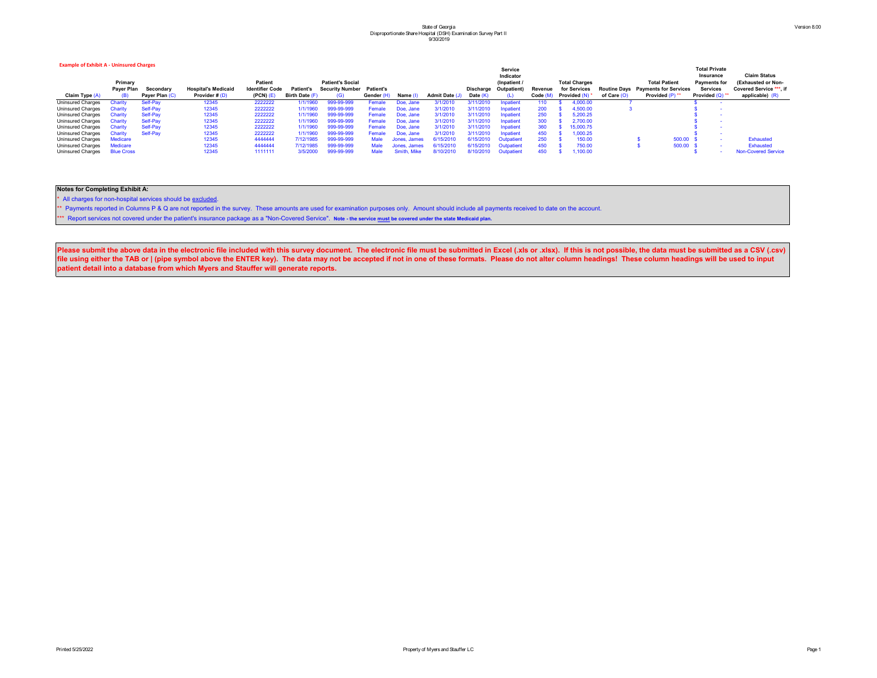State of Georgia
Disproportionate Share Hospital (DSH) Examination Survey Part II
9/30/2019

Version 8.00

**Example of Exhibit A - Uninsured Charges**

| Claim Type (A) | Primary Payer Plan (B) | Secondary Payer Plan (C) | Hospital's Medicaid Provider # (D) | Patient Identifier Code (PCN) (E) | Patient's Birth Date (F) | Patient's Social Security Number (G) | Patient's Gender (H) | Name (I) | Admit Date (J) | Discharge Date (K) | Service Indicator (Inpatient / Outpatient) (L) | Revenue Code (M) | Total Charges for Services Provided (N) * | Routine Days of Care (O) | Total Patient Payments for Services Provided (P) ** | Total Private Insurance Payments for Services Provided (Q) ** | Claim Status (Exhausted or Non-Covered Service ***, if applicable) (R) |
|---|---|---|---|---|---|---|---|---|---|---|---|---|---|---|---|---|---|
| Uninsured Charges | Charity | Self-Pay | 12345 | 2222222 | 1/1/1960 | 999-99-999 | Female | Doe, Jane | 3/1/2010 | 3/11/2010 | Inpatient | 110 | $ 4,000.00 | 7 | | $ - | |
| Uninsured Charges | Charity | Self-Pay | 12345 | 2222222 | 1/1/1960 | 999-99-999 | Female | Doe, Jane | 3/1/2010 | 3/11/2010 | Inpatient | 200 | $ 4,500.00 | 3 | | $ - | |
| Uninsured Charges | Charity | Self-Pay | 12345 | 2222222 | 1/1/1960 | 999-99-999 | Female | Doe, Jane | 3/1/2010 | 3/11/2010 | Inpatient | 250 | $ 5,200.25 | | | $ - | |
| Uninsured Charges | Charity | Self-Pay | 12345 | 2222222 | 1/1/1960 | 999-99-999 | Female | Doe, Jane | 3/1/2010 | 3/11/2010 | Inpatient | 300 | $ 2,700.00 | | | $ - | |
| Uninsured Charges | Charity | Self-Pay | 12345 | 2222222 | 1/1/1960 | 999-99-999 | Female | Doe, Jane | 3/1/2010 | 3/11/2010 | Inpatient | 360 | $ 15,000.75 | | | $ - | |
| Uninsured Charges | Charity | Self-Pay | 12345 | 2222222 | 1/1/1960 | 999-99-999 | Female | Doe, Jane | 3/1/2010 | 3/11/2010 | Inpatient | 450 | $ 1,000.25 | | | $ - | |
| Uninsured Charges | Medicare | | 12345 | 4444444 | 7/12/1985 | 999-99-999 | Male | Jones, James | 6/15/2010 | 6/15/2010 | Outpatient | 250 | $ 150.00 | | $ 500.00 | $ - | Exhausted |
| Uninsured Charges | Medicare | | 12345 | 4444444 | 7/12/1985 | 999-99-999 | Male | Jones, James | 6/15/2010 | 6/15/2010 | Outpatient | 450 | $ 750.00 | | $ 500.00 | $ - | Exhausted |
| Uninsured Charges | Blue Cross | | 12345 | 1111111 | 3/5/2000 | 999-99-999 | Male | Smith, Mike | 8/10/2010 | 8/10/2010 | Outpatient | 450 | $ 1,100.00 | | | $ - | Non-Covered Service |

**Notes for Completing Exhibit A:**

* All charges for non-hospital services should be excluded.

** Payments reported in Columns P & Q are not reported in the survey. These amounts are used for examination purposes only. Amount should include all payments received to date on the account.

*** Report services not covered under the patient's insurance package as a "Non-Covered Service". **Note - the service must be covered under the state Medicaid plan.**

**Please submit the above data in the electronic file included with this survey document. The electronic file must be submitted in Excel (.xls or .xlsx). If this is not possible, the data must be submitted as a CSV (.csv) file using either the TAB or | (pipe symbol above the ENTER key). The data may not be accepted if not in one of these formats. Please do not alter column headings! These column headings will be used to input patient detail into a database from which Myers and Stauffer will generate reports.**

Printed 5/25/2022

Property of Myers and Stauffer LC